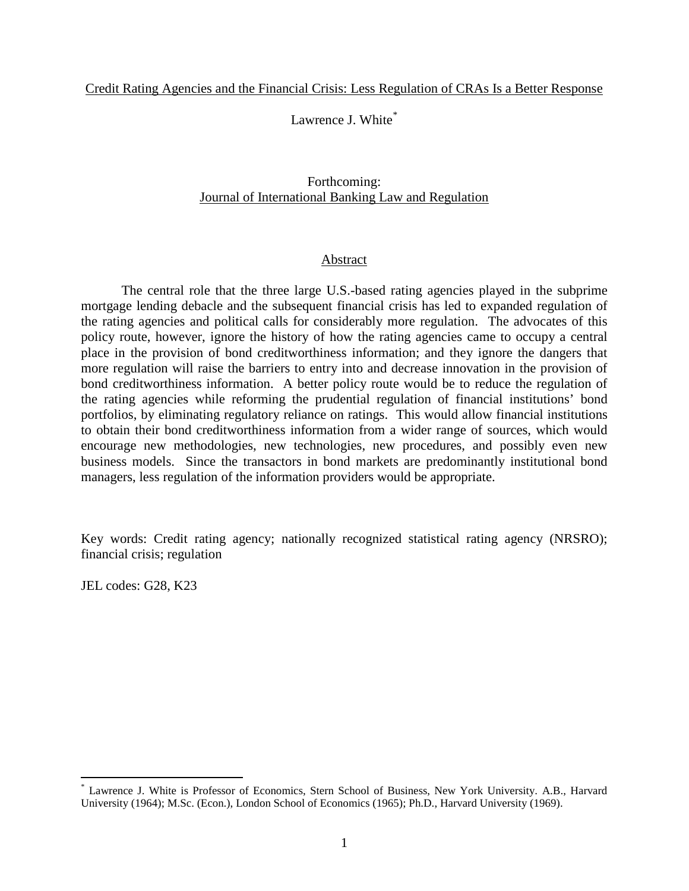# Credit Rating Agencies and the Financial Crisis: Less Regulation of CRAs Is a Better Response

Lawrence J. White[*]

Forthcoming:
Journal of International Banking Law and Regulation

## Abstract

The central role that the three large U.S.-based rating agencies played in the subprime mortgage lending debacle and the subsequent financial crisis has led to expanded regulation of the rating agencies and political calls for considerably more regulation. The advocates of this policy route, however, ignore the history of how the rating agencies came to occupy a central place in the provision of bond creditworthiness information; and they ignore the dangers that more regulation will raise the barriers to entry into and decrease innovation in the provision of bond creditworthiness information. A better policy route would be to reduce the regulation of the rating agencies while reforming the prudential regulation of financial institutions' bond portfolios, by eliminating regulatory reliance on ratings. This would allow financial institutions to obtain their bond creditworthiness information from a wider range of sources, which would encourage new methodologies, new technologies, new procedures, and possibly even new business models. Since the transactors in bond markets are predominantly institutional bond managers, less regulation of the information providers would be appropriate.

Key words: Credit rating agency; nationally recognized statistical rating agency (NRSRO); financial crisis; regulation

JEL codes: G28, K23

[*] Lawrence J. White is Professor of Economics, Stern School of Business, New York University. A.B., Harvard University (1964); M.Sc. (Econ.), London School of Economics (1965); Ph.D., Harvard University (1969).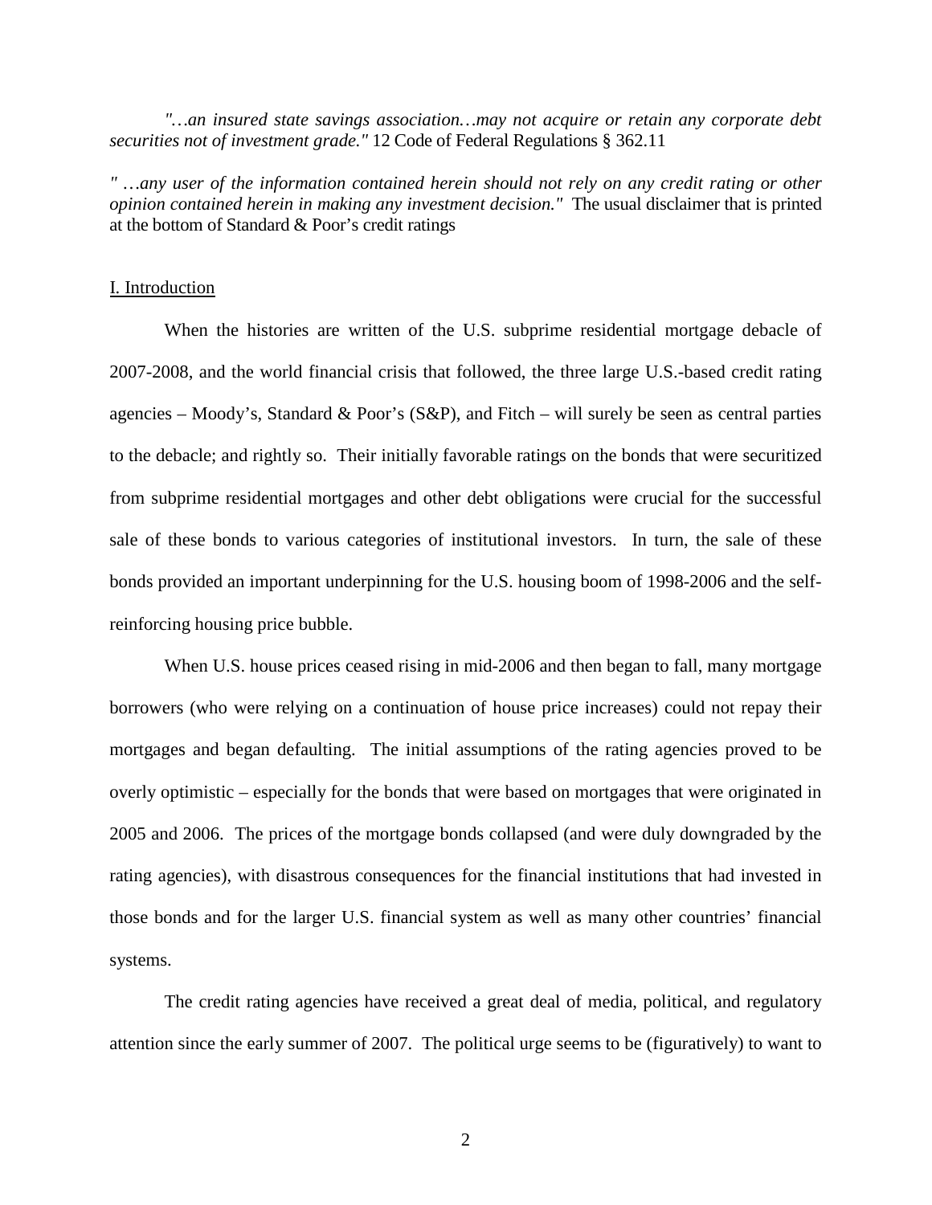*"…an insured state savings association…may not acquire or retain any corporate debt securities not of investment grade."* 12 Code of Federal Regulations § 362.11

*" …any user of the information contained herein should not rely on any credit rating or other opinion contained herein in making any investment decision."* The usual disclaimer that is printed at the bottom of Standard & Poor's credit ratings

## I. Introduction

When the histories are written of the U.S. subprime residential mortgage debacle of 2007-2008, and the world financial crisis that followed, the three large U.S.-based credit rating agencies – Moody's, Standard & Poor's (S&P), and Fitch – will surely be seen as central parties to the debacle; and rightly so. Their initially favorable ratings on the bonds that were securitized from subprime residential mortgages and other debt obligations were crucial for the successful sale of these bonds to various categories of institutional investors. In turn, the sale of these bonds provided an important underpinning for the U.S. housing boom of 1998-2006 and the self-reinforcing housing price bubble.

When U.S. house prices ceased rising in mid-2006 and then began to fall, many mortgage borrowers (who were relying on a continuation of house price increases) could not repay their mortgages and began defaulting. The initial assumptions of the rating agencies proved to be overly optimistic – especially for the bonds that were based on mortgages that were originated in 2005 and 2006. The prices of the mortgage bonds collapsed (and were duly downgraded by the rating agencies), with disastrous consequences for the financial institutions that had invested in those bonds and for the larger U.S. financial system as well as many other countries' financial systems.

The credit rating agencies have received a great deal of media, political, and regulatory attention since the early summer of 2007. The political urge seems to be (figuratively) to want to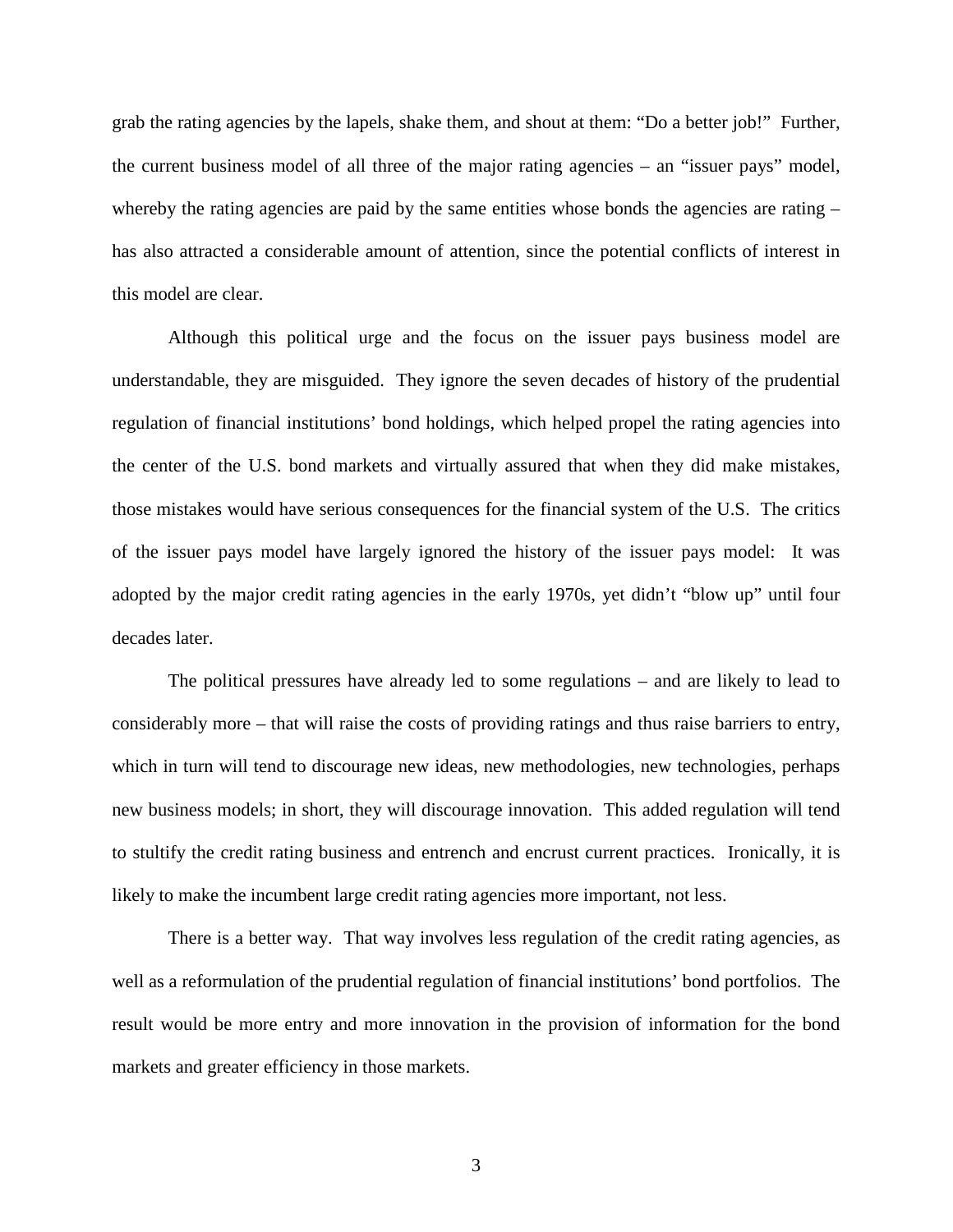grab the rating agencies by the lapels, shake them, and shout at them: "Do a better job!" Further, the current business model of all three of the major rating agencies – an "issuer pays" model, whereby the rating agencies are paid by the same entities whose bonds the agencies are rating – has also attracted a considerable amount of attention, since the potential conflicts of interest in this model are clear.

Although this political urge and the focus on the issuer pays business model are understandable, they are misguided. They ignore the seven decades of history of the prudential regulation of financial institutions' bond holdings, which helped propel the rating agencies into the center of the U.S. bond markets and virtually assured that when they did make mistakes, those mistakes would have serious consequences for the financial system of the U.S. The critics of the issuer pays model have largely ignored the history of the issuer pays model: It was adopted by the major credit rating agencies in the early 1970s, yet didn't "blow up" until four decades later.

The political pressures have already led to some regulations – and are likely to lead to considerably more – that will raise the costs of providing ratings and thus raise barriers to entry, which in turn will tend to discourage new ideas, new methodologies, new technologies, perhaps new business models; in short, they will discourage innovation. This added regulation will tend to stultify the credit rating business and entrench and encrust current practices. Ironically, it is likely to make the incumbent large credit rating agencies more important, not less.

There is a better way. That way involves less regulation of the credit rating agencies, as well as a reformulation of the prudential regulation of financial institutions' bond portfolios. The result would be more entry and more innovation in the provision of information for the bond markets and greater efficiency in those markets.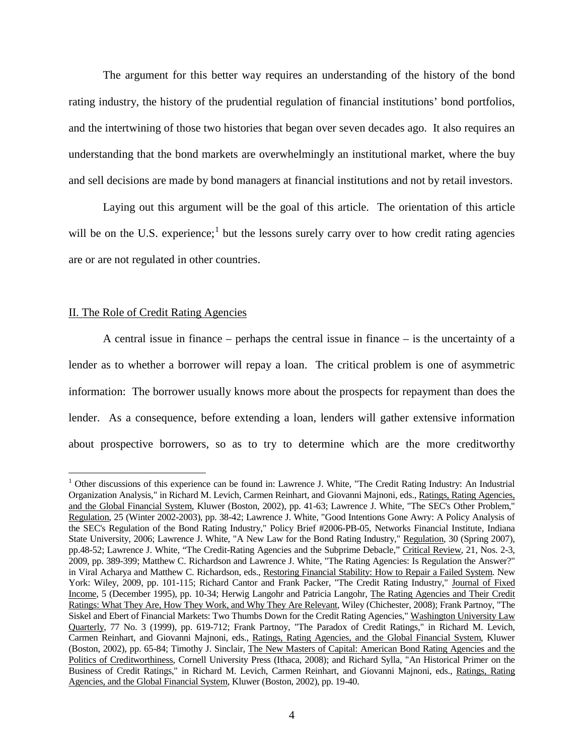The argument for this better way requires an understanding of the history of the bond rating industry, the history of the prudential regulation of financial institutions' bond portfolios, and the intertwining of those two histories that began over seven decades ago. It also requires an understanding that the bond markets are overwhelmingly an institutional market, where the buy and sell decisions are made by bond managers at financial institutions and not by retail investors.

Laying out this argument will be the goal of this article. The orientation of this article will be on the U.S. experience;[1] but the lessons surely carry over to how credit rating agencies are or are not regulated in other countries.

## II. The Role of Credit Rating Agencies

A central issue in finance – perhaps the central issue in finance – is the uncertainty of a lender as to whether a borrower will repay a loan. The critical problem is one of asymmetric information: The borrower usually knows more about the prospects for repayment than does the lender. As a consequence, before extending a loan, lenders will gather extensive information about prospective borrowers, so as to try to determine which are the more creditworthy

---

[1] Other discussions of this experience can be found in: Lawrence J. White, "The Credit Rating Industry: An Industrial Organization Analysis," in Richard M. Levich, Carmen Reinhart, and Giovanni Majnoni, eds., Ratings, Rating Agencies, and the Global Financial System, Kluwer (Boston, 2002), pp. 41-63; Lawrence J. White, "The SEC's Other Problem," Regulation, 25 (Winter 2002-2003), pp. 38-42; Lawrence J. White, "Good Intentions Gone Awry: A Policy Analysis of the SEC's Regulation of the Bond Rating Industry," Policy Brief #2006-PB-05, Networks Financial Institute, Indiana State University, 2006; Lawrence J. White, "A New Law for the Bond Rating Industry," Regulation, 30 (Spring 2007), pp.48-52; Lawrence J. White, "The Credit-Rating Agencies and the Subprime Debacle," Critical Review, 21, Nos. 2-3, 2009, pp. 389-399; Matthew C. Richardson and Lawrence J. White, "The Rating Agencies: Is Regulation the Answer?" in Viral Acharya and Matthew C. Richardson, eds., Restoring Financial Stability: How to Repair a Failed System. New York: Wiley, 2009, pp. 101-115; Richard Cantor and Frank Packer, "The Credit Rating Industry," Journal of Fixed Income, 5 (December 1995), pp. 10-34; Herwig Langohr and Patricia Langohr, The Rating Agencies and Their Credit Ratings: What They Are, How They Work, and Why They Are Relevant, Wiley (Chichester, 2008); Frank Partnoy, "The Siskel and Ebert of Financial Markets: Two Thumbs Down for the Credit Rating Agencies," Washington University Law Quarterly, 77 No. 3 (1999), pp. 619-712; Frank Partnoy, "The Paradox of Credit Ratings," in Richard M. Levich, Carmen Reinhart, and Giovanni Majnoni, eds., Ratings, Rating Agencies, and the Global Financial System, Kluwer (Boston, 2002), pp. 65-84; Timothy J. Sinclair, The New Masters of Capital: American Bond Rating Agencies and the Politics of Creditworthiness, Cornell University Press (Ithaca, 2008); and Richard Sylla, "An Historical Primer on the Business of Credit Ratings," in Richard M. Levich, Carmen Reinhart, and Giovanni Majnoni, eds., Ratings, Rating Agencies, and the Global Financial System, Kluwer (Boston, 2002), pp. 19-40.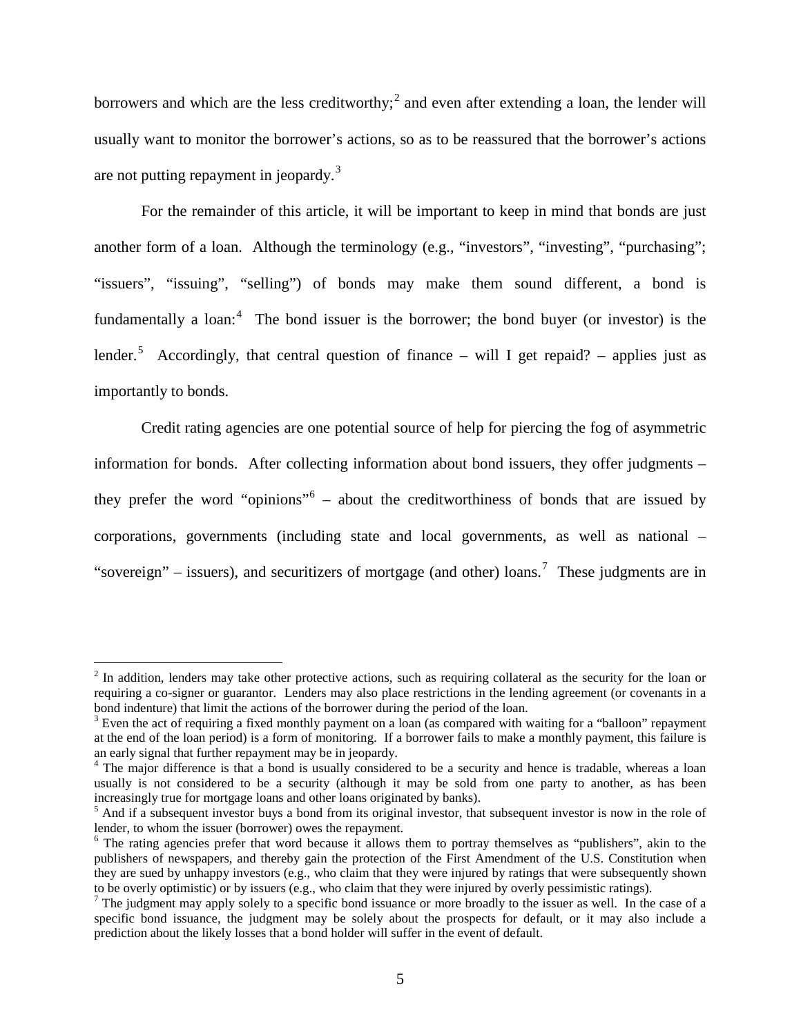borrowers and which are the less creditworthy;[2] and even after extending a loan, the lender will usually want to monitor the borrower's actions, so as to be reassured that the borrower's actions are not putting repayment in jeopardy.[3]

For the remainder of this article, it will be important to keep in mind that bonds are just another form of a loan. Although the terminology (e.g., "investors", "investing", "purchasing"; "issuers", "issuing", "selling") of bonds may make them sound different, a bond is fundamentally a loan:[4] The bond issuer is the borrower; the bond buyer (or investor) is the lender.[5] Accordingly, that central question of finance – will I get repaid? – applies just as importantly to bonds.

Credit rating agencies are one potential source of help for piercing the fog of asymmetric information for bonds. After collecting information about bond issuers, they offer judgments – they prefer the word "opinions"[6] – about the creditworthiness of bonds that are issued by corporations, governments (including state and local governments, as well as national – "sovereign" – issuers), and securitizers of mortgage (and other) loans.[7] These judgments are in

---

[2] In addition, lenders may take other protective actions, such as requiring collateral as the security for the loan or requiring a co-signer or guarantor. Lenders may also place restrictions in the lending agreement (or covenants in a bond indenture) that limit the actions of the borrower during the period of the loan.

[3] Even the act of requiring a fixed monthly payment on a loan (as compared with waiting for a "balloon" repayment at the end of the loan period) is a form of monitoring. If a borrower fails to make a monthly payment, this failure is an early signal that further repayment may be in jeopardy.

[4] The major difference is that a bond is usually considered to be a security and hence is tradable, whereas a loan usually is not considered to be a security (although it may be sold from one party to another, as has been increasingly true for mortgage loans and other loans originated by banks).

[5] And if a subsequent investor buys a bond from its original investor, that subsequent investor is now in the role of lender, to whom the issuer (borrower) owes the repayment.

[6] The rating agencies prefer that word because it allows them to portray themselves as "publishers", akin to the publishers of newspapers, and thereby gain the protection of the First Amendment of the U.S. Constitution when they are sued by unhappy investors (e.g., who claim that they were injured by ratings that were subsequently shown to be overly optimistic) or by issuers (e.g., who claim that they were injured by overly pessimistic ratings).

[7] The judgment may apply solely to a specific bond issuance or more broadly to the issuer as well. In the case of a specific bond issuance, the judgment may be solely about the prospects for default, or it may also include a prediction about the likely losses that a bond holder will suffer in the event of default.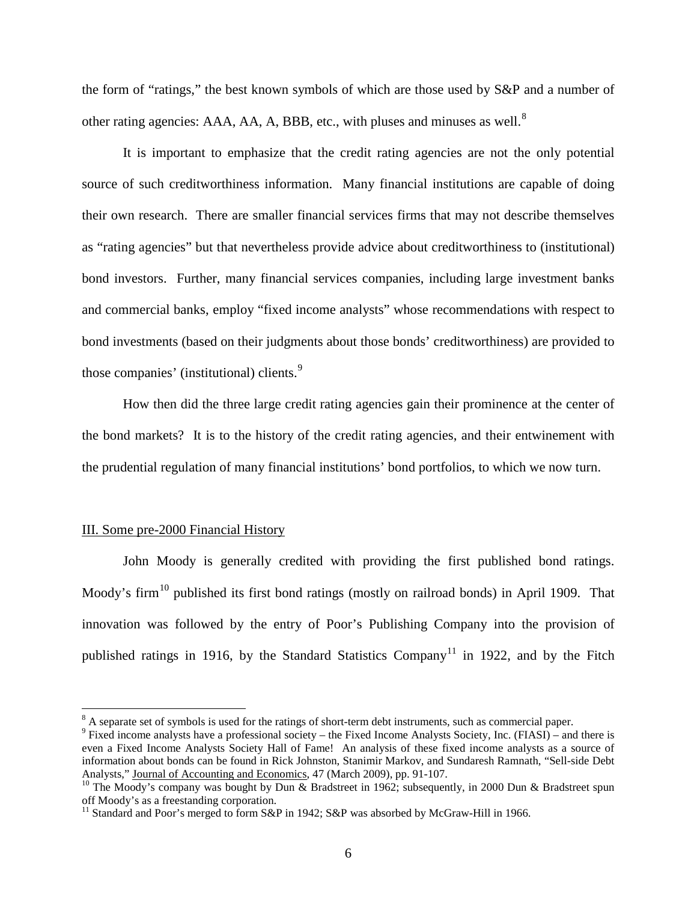the form of "ratings," the best known symbols of which are those used by S&P and a number of other rating agencies: AAA, AA, A, BBB, etc., with pluses and minuses as well.[8]

It is important to emphasize that the credit rating agencies are not the only potential source of such creditworthiness information. Many financial institutions are capable of doing their own research. There are smaller financial services firms that may not describe themselves as "rating agencies" but that nevertheless provide advice about creditworthiness to (institutional) bond investors. Further, many financial services companies, including large investment banks and commercial banks, employ "fixed income analysts" whose recommendations with respect to bond investments (based on their judgments about those bonds' creditworthiness) are provided to those companies' (institutional) clients.[9]

How then did the three large credit rating agencies gain their prominence at the center of the bond markets? It is to the history of the credit rating agencies, and their entwinement with the prudential regulation of many financial institutions' bond portfolios, to which we now turn.

## III. Some pre-2000 Financial History

John Moody is generally credited with providing the first published bond ratings. Moody's firm[10] published its first bond ratings (mostly on railroad bonds) in April 1909. That innovation was followed by the entry of Poor's Publishing Company into the provision of published ratings in 1916, by the Standard Statistics Company[11] in 1922, and by the Fitch

---

[8] A separate set of symbols is used for the ratings of short-term debt instruments, such as commercial paper.

[9] Fixed income analysts have a professional society – the Fixed Income Analysts Society, Inc. (FIASI) – and there is even a Fixed Income Analysts Society Hall of Fame! An analysis of these fixed income analysts as a source of information about bonds can be found in Rick Johnston, Stanimir Markov, and Sundaresh Ramnath, "Sell-side Debt Analysts," Journal of Accounting and Economics, 47 (March 2009), pp. 91-107.

[10] The Moody's company was bought by Dun & Bradstreet in 1962; subsequently, in 2000 Dun & Bradstreet spun off Moody's as a freestanding corporation.

[11] Standard and Poor's merged to form S&P in 1942; S&P was absorbed by McGraw-Hill in 1966.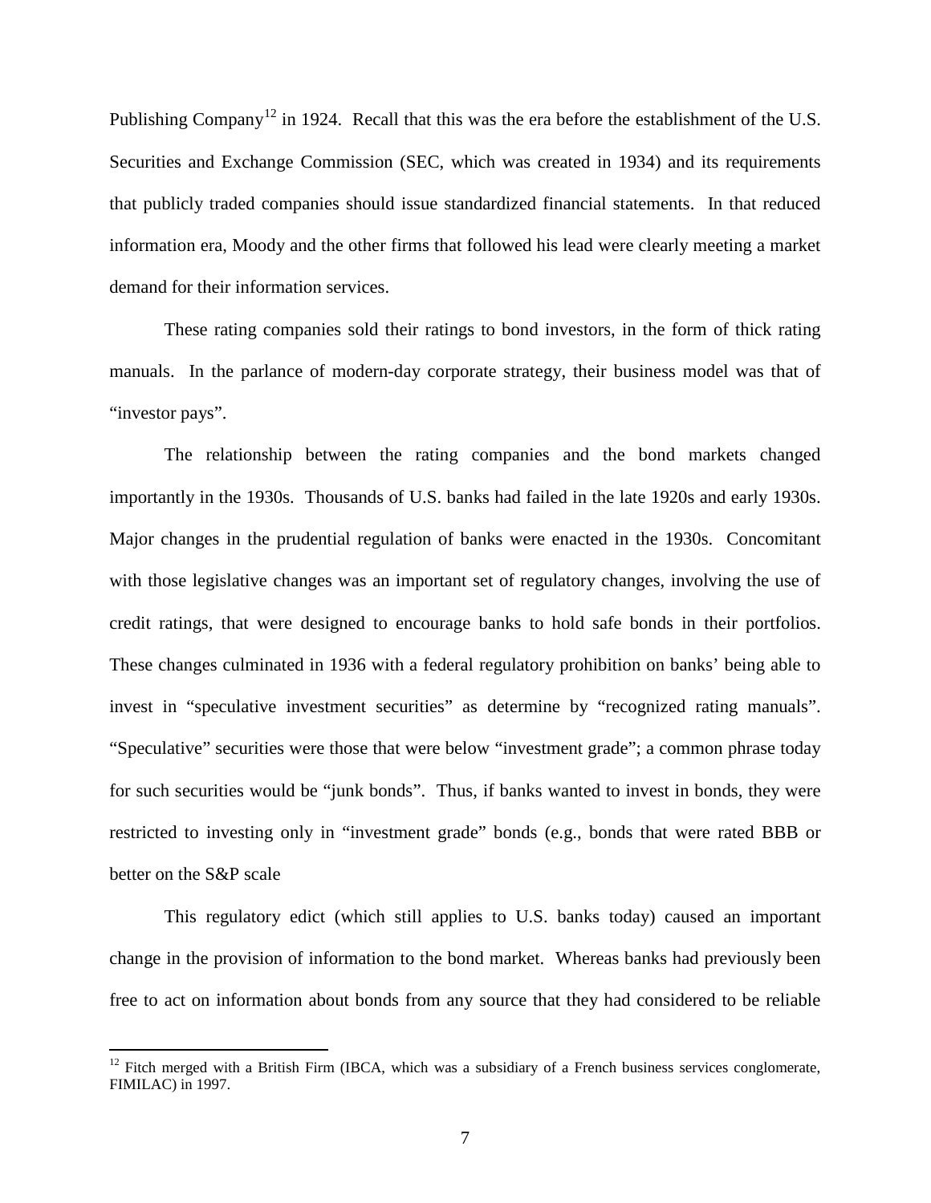Publishing Company[12] in 1924. Recall that this was the era before the establishment of the U.S. Securities and Exchange Commission (SEC, which was created in 1934) and its requirements that publicly traded companies should issue standardized financial statements. In that reduced information era, Moody and the other firms that followed his lead were clearly meeting a market demand for their information services.

These rating companies sold their ratings to bond investors, in the form of thick rating manuals. In the parlance of modern-day corporate strategy, their business model was that of "investor pays".

The relationship between the rating companies and the bond markets changed importantly in the 1930s. Thousands of U.S. banks had failed in the late 1920s and early 1930s. Major changes in the prudential regulation of banks were enacted in the 1930s. Concomitant with those legislative changes was an important set of regulatory changes, involving the use of credit ratings, that were designed to encourage banks to hold safe bonds in their portfolios. These changes culminated in 1936 with a federal regulatory prohibition on banks' being able to invest in "speculative investment securities" as determine by "recognized rating manuals". "Speculative" securities were those that were below "investment grade"; a common phrase today for such securities would be "junk bonds". Thus, if banks wanted to invest in bonds, they were restricted to investing only in "investment grade" bonds (e.g., bonds that were rated BBB or better on the S&P scale

This regulatory edict (which still applies to U.S. banks today) caused an important change in the provision of information to the bond market. Whereas banks had previously been free to act on information about bonds from any source that they had considered to be reliable

---

[12] Fitch merged with a British Firm (IBCA, which was a subsidiary of a French business services conglomerate, FIMILAC) in 1997.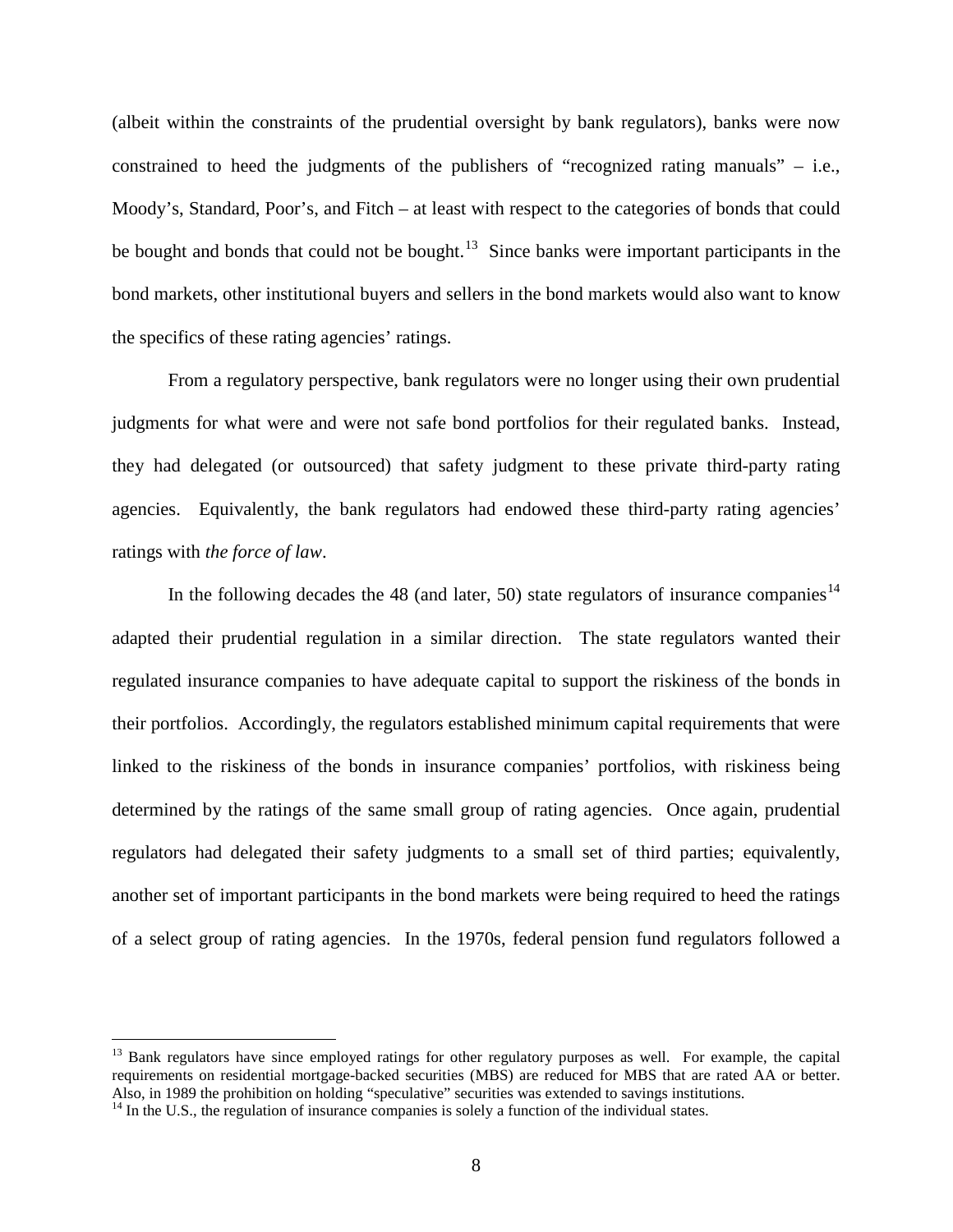(albeit within the constraints of the prudential oversight by bank regulators), banks were now constrained to heed the judgments of the publishers of "recognized rating manuals" – i.e., Moody's, Standard, Poor's, and Fitch – at least with respect to the categories of bonds that could be bought and bonds that could not be bought.[13] Since banks were important participants in the bond markets, other institutional buyers and sellers in the bond markets would also want to know the specifics of these rating agencies' ratings.

From a regulatory perspective, bank regulators were no longer using their own prudential judgments for what were and were not safe bond portfolios for their regulated banks. Instead, they had delegated (or outsourced) that safety judgment to these private third-party rating agencies. Equivalently, the bank regulators had endowed these third-party rating agencies' ratings with *the force of law*.

In the following decades the 48 (and later, 50) state regulators of insurance companies[14] adapted their prudential regulation in a similar direction. The state regulators wanted their regulated insurance companies to have adequate capital to support the riskiness of the bonds in their portfolios. Accordingly, the regulators established minimum capital requirements that were linked to the riskiness of the bonds in insurance companies' portfolios, with riskiness being determined by the ratings of the same small group of rating agencies. Once again, prudential regulators had delegated their safety judgments to a small set of third parties; equivalently, another set of important participants in the bond markets were being required to heed the ratings of a select group of rating agencies. In the 1970s, federal pension fund regulators followed a

---

[13] Bank regulators have since employed ratings for other regulatory purposes as well. For example, the capital requirements on residential mortgage-backed securities (MBS) are reduced for MBS that are rated AA or better. Also, in 1989 the prohibition on holding "speculative" securities was extended to savings institutions.

[14] In the U.S., the regulation of insurance companies is solely a function of the individual states.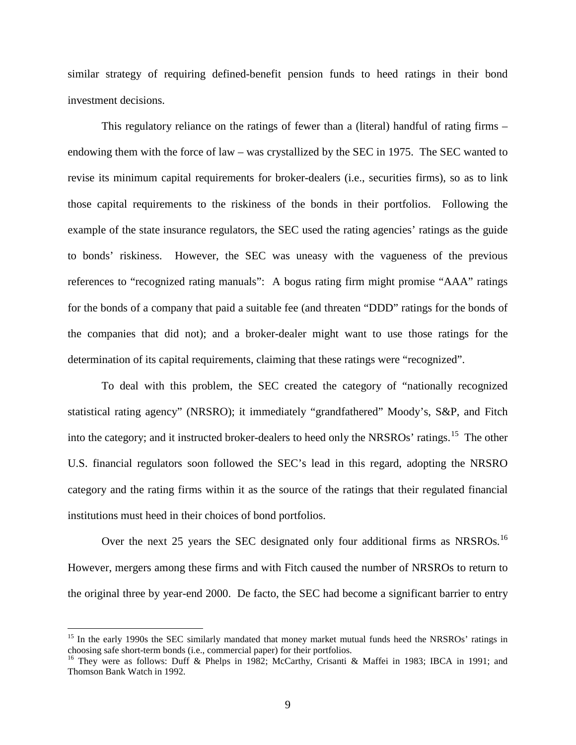similar strategy of requiring defined-benefit pension funds to heed ratings in their bond investment decisions.

This regulatory reliance on the ratings of fewer than a (literal) handful of rating firms – endowing them with the force of law – was crystallized by the SEC in 1975. The SEC wanted to revise its minimum capital requirements for broker-dealers (i.e., securities firms), so as to link those capital requirements to the riskiness of the bonds in their portfolios. Following the example of the state insurance regulators, the SEC used the rating agencies' ratings as the guide to bonds' riskiness. However, the SEC was uneasy with the vagueness of the previous references to "recognized rating manuals": A bogus rating firm might promise "AAA" ratings for the bonds of a company that paid a suitable fee (and threaten "DDD" ratings for the bonds of the companies that did not); and a broker-dealer might want to use those ratings for the determination of its capital requirements, claiming that these ratings were "recognized".

To deal with this problem, the SEC created the category of "nationally recognized statistical rating agency" (NRSRO); it immediately "grandfathered" Moody's, S&P, and Fitch into the category; and it instructed broker-dealers to heed only the NRSROs' ratings.[15] The other U.S. financial regulators soon followed the SEC's lead in this regard, adopting the NRSRO category and the rating firms within it as the source of the ratings that their regulated financial institutions must heed in their choices of bond portfolios.

Over the next 25 years the SEC designated only four additional firms as NRSROs.[16] However, mergers among these firms and with Fitch caused the number of NRSROs to return to the original three by year-end 2000. De facto, the SEC had become a significant barrier to entry

[15] In the early 1990s the SEC similarly mandated that money market mutual funds heed the NRSROs' ratings in choosing safe short-term bonds (i.e., commercial paper) for their portfolios.

[16] They were as follows: Duff & Phelps in 1982; McCarthy, Crisanti & Maffei in 1983; IBCA in 1991; and Thomson Bank Watch in 1992.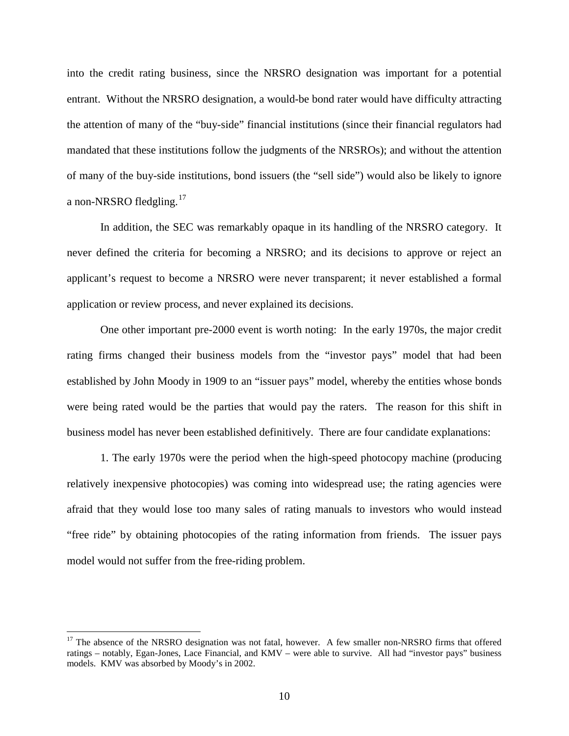into the credit rating business, since the NRSRO designation was important for a potential entrant. Without the NRSRO designation, a would-be bond rater would have difficulty attracting the attention of many of the "buy-side" financial institutions (since their financial regulators had mandated that these institutions follow the judgments of the NRSROs); and without the attention of many of the buy-side institutions, bond issuers (the "sell side") would also be likely to ignore a non-NRSRO fledgling.[17]

In addition, the SEC was remarkably opaque in its handling of the NRSRO category. It never defined the criteria for becoming a NRSRO; and its decisions to approve or reject an applicant's request to become a NRSRO were never transparent; it never established a formal application or review process, and never explained its decisions.

One other important pre-2000 event is worth noting: In the early 1970s, the major credit rating firms changed their business models from the "investor pays" model that had been established by John Moody in 1909 to an "issuer pays" model, whereby the entities whose bonds were being rated would be the parties that would pay the raters. The reason for this shift in business model has never been established definitively. There are four candidate explanations:

1. The early 1970s were the period when the high-speed photocopy machine (producing relatively inexpensive photocopies) was coming into widespread use; the rating agencies were afraid that they would lose too many sales of rating manuals to investors who would instead "free ride" by obtaining photocopies of the rating information from friends. The issuer pays model would not suffer from the free-riding problem.

---

[17] The absence of the NRSRO designation was not fatal, however. A few smaller non-NRSRO firms that offered ratings – notably, Egan-Jones, Lace Financial, and KMV – were able to survive. All had "investor pays" business models. KMV was absorbed by Moody's in 2002.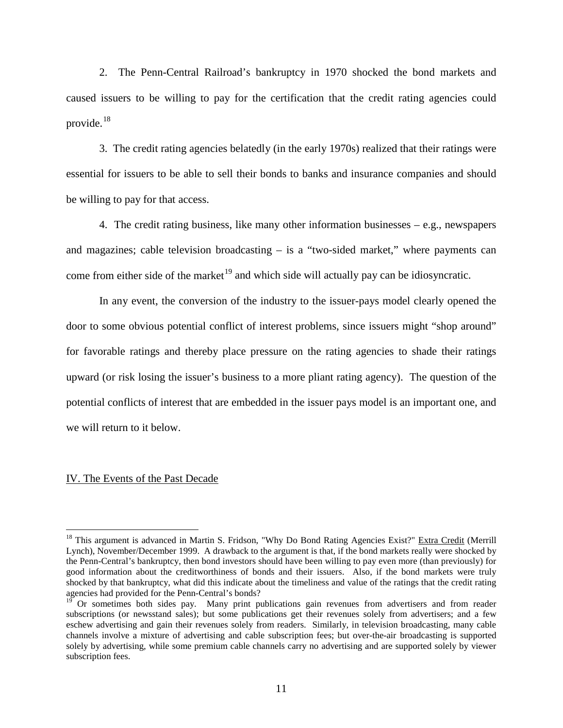2. The Penn-Central Railroad's bankruptcy in 1970 shocked the bond markets and caused issuers to be willing to pay for the certification that the credit rating agencies could provide.[18]

3. The credit rating agencies belatedly (in the early 1970s) realized that their ratings were essential for issuers to be able to sell their bonds to banks and insurance companies and should be willing to pay for that access.

4. The credit rating business, like many other information businesses – e.g., newspapers and magazines; cable television broadcasting – is a "two-sided market," where payments can come from either side of the market[19] and which side will actually pay can be idiosyncratic.

In any event, the conversion of the industry to the issuer-pays model clearly opened the door to some obvious potential conflict of interest problems, since issuers might "shop around" for favorable ratings and thereby place pressure on the rating agencies to shade their ratings upward (or risk losing the issuer's business to a more pliant rating agency). The question of the potential conflicts of interest that are embedded in the issuer pays model is an important one, and we will return to it below.

## IV. The Events of the Past Decade

---

[18] This argument is advanced in Martin S. Fridson, "Why Do Bond Rating Agencies Exist?" Extra Credit (Merrill Lynch), November/December 1999. A drawback to the argument is that, if the bond markets really were shocked by the Penn-Central's bankruptcy, then bond investors should have been willing to pay even more (than previously) for good information about the creditworthiness of bonds and their issuers. Also, if the bond markets were truly shocked by that bankruptcy, what did this indicate about the timeliness and value of the ratings that the credit rating agencies had provided for the Penn-Central's bonds?

[19] Or sometimes both sides pay. Many print publications gain revenues from advertisers and from reader subscriptions (or newsstand sales); but some publications get their revenues solely from advertisers; and a few eschew advertising and gain their revenues solely from readers. Similarly, in television broadcasting, many cable channels involve a mixture of advertising and cable subscription fees; but over-the-air broadcasting is supported solely by advertising, while some premium cable channels carry no advertising and are supported solely by viewer subscription fees.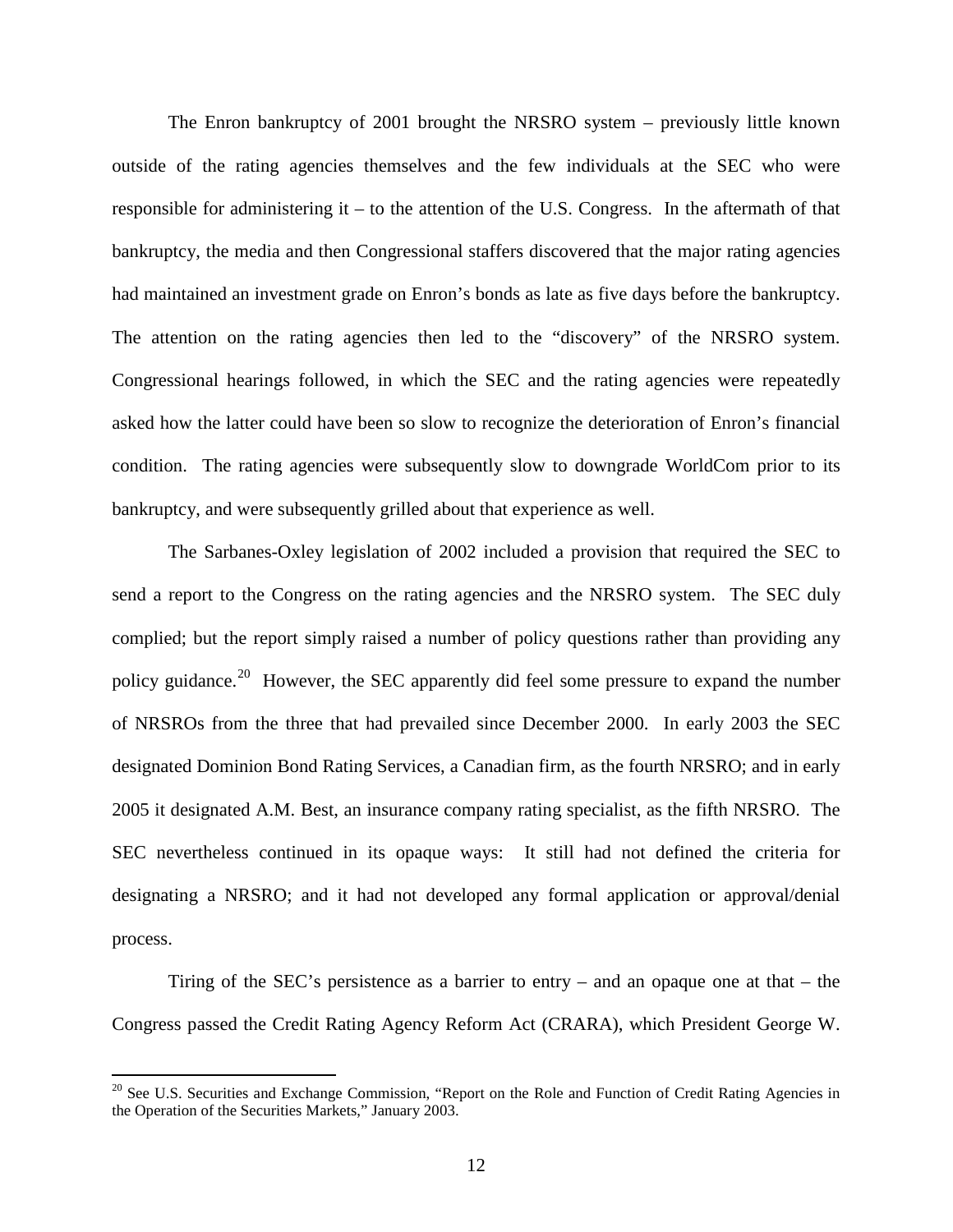The Enron bankruptcy of 2001 brought the NRSRO system – previously little known outside of the rating agencies themselves and the few individuals at the SEC who were responsible for administering it – to the attention of the U.S. Congress. In the aftermath of that bankruptcy, the media and then Congressional staffers discovered that the major rating agencies had maintained an investment grade on Enron's bonds as late as five days before the bankruptcy. The attention on the rating agencies then led to the "discovery" of the NRSRO system. Congressional hearings followed, in which the SEC and the rating agencies were repeatedly asked how the latter could have been so slow to recognize the deterioration of Enron's financial condition. The rating agencies were subsequently slow to downgrade WorldCom prior to its bankruptcy, and were subsequently grilled about that experience as well.

The Sarbanes-Oxley legislation of 2002 included a provision that required the SEC to send a report to the Congress on the rating agencies and the NRSRO system. The SEC duly complied; but the report simply raised a number of policy questions rather than providing any policy guidance.[20] However, the SEC apparently did feel some pressure to expand the number of NRSROs from the three that had prevailed since December 2000. In early 2003 the SEC designated Dominion Bond Rating Services, a Canadian firm, as the fourth NRSRO; and in early 2005 it designated A.M. Best, an insurance company rating specialist, as the fifth NRSRO. The SEC nevertheless continued in its opaque ways: It still had not defined the criteria for designating a NRSRO; and it had not developed any formal application or approval/denial process.

Tiring of the SEC's persistence as a barrier to entry – and an opaque one at that – the Congress passed the Credit Rating Agency Reform Act (CRARA), which President George W.

[20] See U.S. Securities and Exchange Commission, "Report on the Role and Function of Credit Rating Agencies in the Operation of the Securities Markets," January 2003.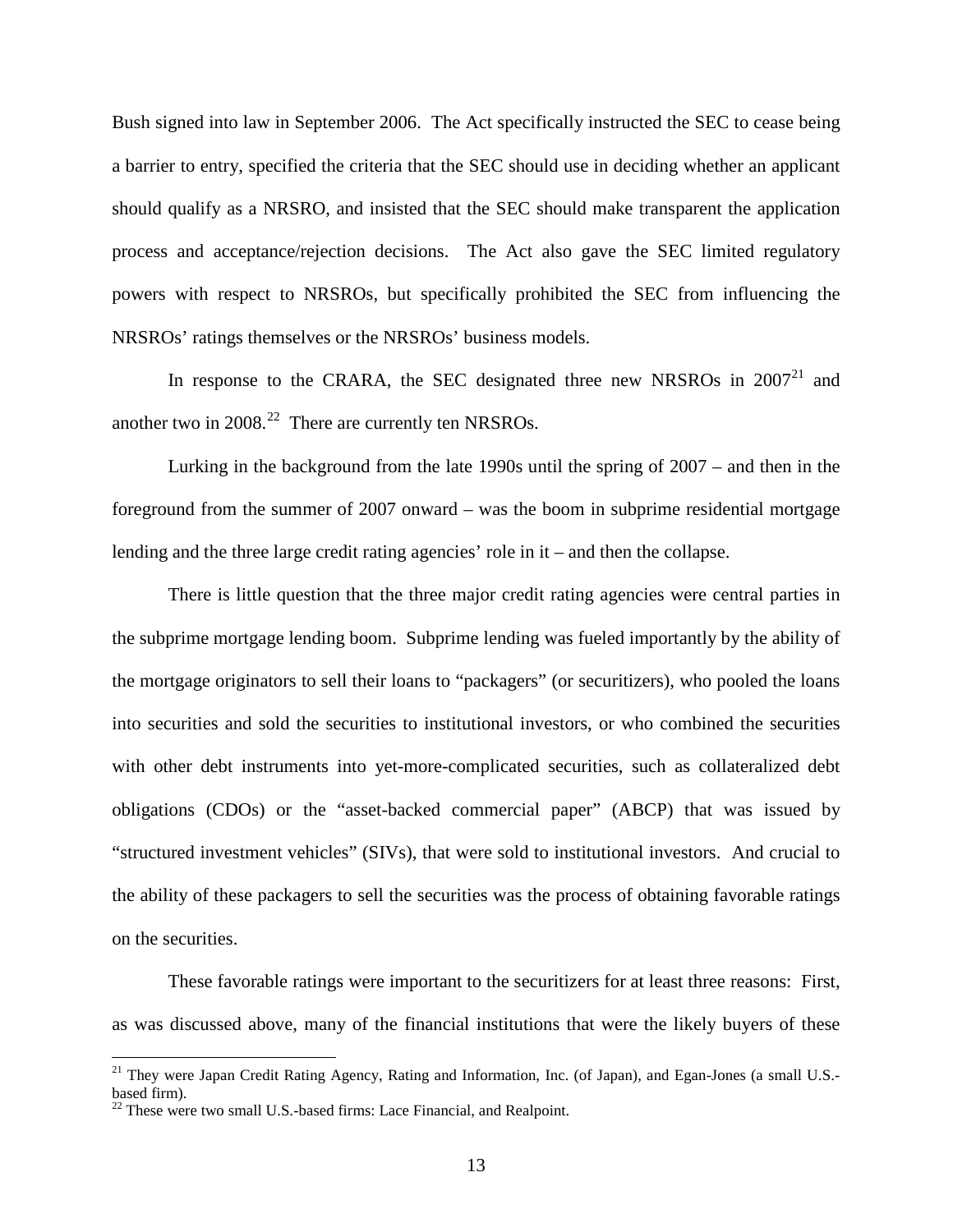Bush signed into law in September 2006. The Act specifically instructed the SEC to cease being a barrier to entry, specified the criteria that the SEC should use in deciding whether an applicant should qualify as a NRSRO, and insisted that the SEC should make transparent the application process and acceptance/rejection decisions. The Act also gave the SEC limited regulatory powers with respect to NRSROs, but specifically prohibited the SEC from influencing the NRSROs' ratings themselves or the NRSROs' business models.

In response to the CRARA, the SEC designated three new NRSROs in 2007[21] and another two in 2008.[22] There are currently ten NRSROs.

Lurking in the background from the late 1990s until the spring of 2007 – and then in the foreground from the summer of 2007 onward – was the boom in subprime residential mortgage lending and the three large credit rating agencies' role in it – and then the collapse.

There is little question that the three major credit rating agencies were central parties in the subprime mortgage lending boom. Subprime lending was fueled importantly by the ability of the mortgage originators to sell their loans to "packagers" (or securitizers), who pooled the loans into securities and sold the securities to institutional investors, or who combined the securities with other debt instruments into yet-more-complicated securities, such as collateralized debt obligations (CDOs) or the "asset-backed commercial paper" (ABCP) that was issued by "structured investment vehicles" (SIVs), that were sold to institutional investors. And crucial to the ability of these packagers to sell the securities was the process of obtaining favorable ratings on the securities.

These favorable ratings were important to the securitizers for at least three reasons: First, as was discussed above, many of the financial institutions that were the likely buyers of these

[21] They were Japan Credit Rating Agency, Rating and Information, Inc. (of Japan), and Egan-Jones (a small U.S.-based firm).

[22] These were two small U.S.-based firms: Lace Financial, and Realpoint.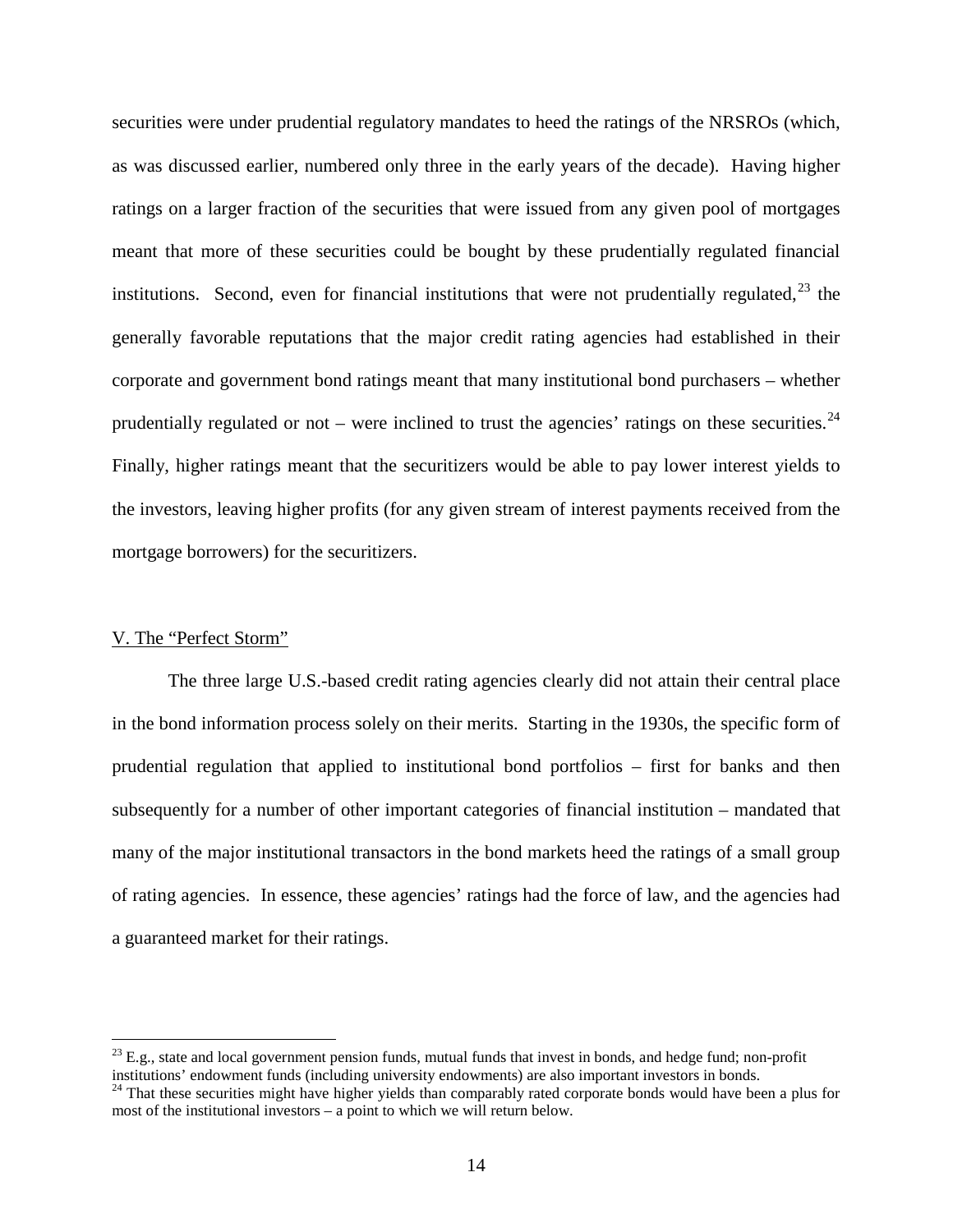securities were under prudential regulatory mandates to heed the ratings of the NRSROs (which, as was discussed earlier, numbered only three in the early years of the decade). Having higher ratings on a larger fraction of the securities that were issued from any given pool of mortgages meant that more of these securities could be bought by these prudentially regulated financial institutions. Second, even for financial institutions that were not prudentially regulated,[23] the generally favorable reputations that the major credit rating agencies had established in their corporate and government bond ratings meant that many institutional bond purchasers – whether prudentially regulated or not – were inclined to trust the agencies' ratings on these securities.[24] Finally, higher ratings meant that the securitizers would be able to pay lower interest yields to the investors, leaving higher profits (for any given stream of interest payments received from the mortgage borrowers) for the securitizers.

## V. The "Perfect Storm"

The three large U.S.-based credit rating agencies clearly did not attain their central place in the bond information process solely on their merits. Starting in the 1930s, the specific form of prudential regulation that applied to institutional bond portfolios – first for banks and then subsequently for a number of other important categories of financial institution – mandated that many of the major institutional transactors in the bond markets heed the ratings of a small group of rating agencies. In essence, these agencies' ratings had the force of law, and the agencies had a guaranteed market for their ratings.

---

[23] E.g., state and local government pension funds, mutual funds that invest in bonds, and hedge fund; non-profit institutions' endowment funds (including university endowments) are also important investors in bonds.

[24] That these securities might have higher yields than comparably rated corporate bonds would have been a plus for most of the institutional investors – a point to which we will return below.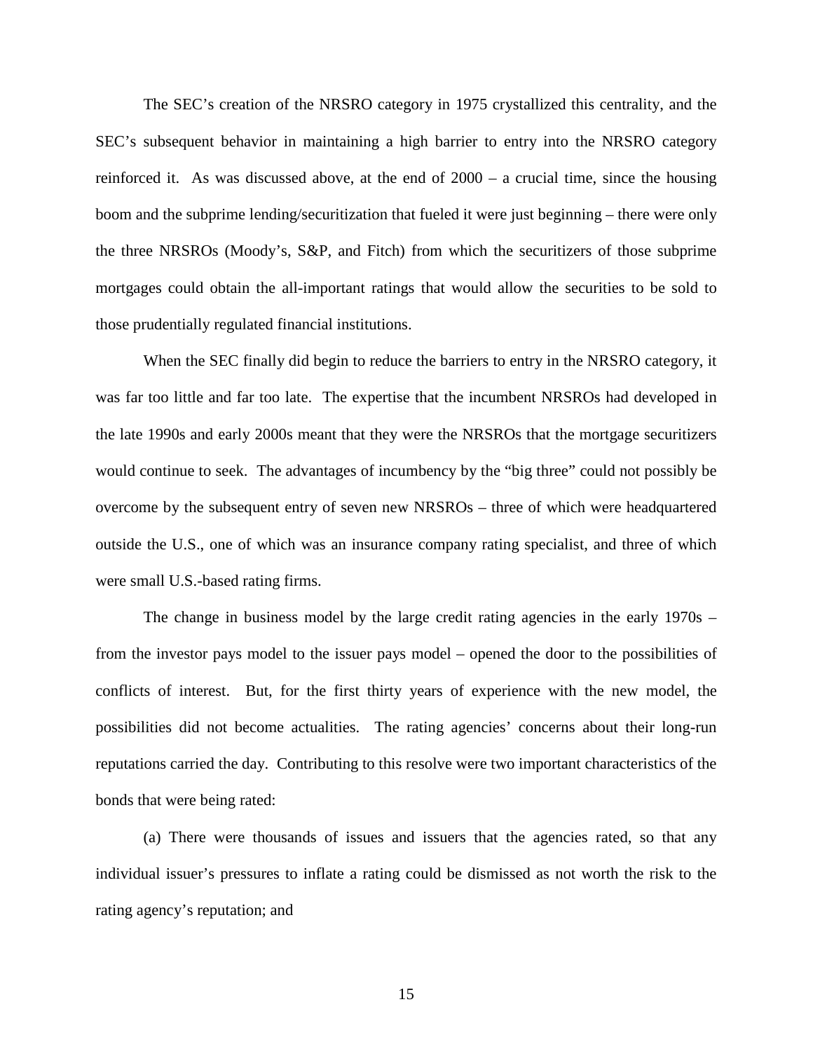The SEC's creation of the NRSRO category in 1975 crystallized this centrality, and the SEC's subsequent behavior in maintaining a high barrier to entry into the NRSRO category reinforced it. As was discussed above, at the end of 2000 – a crucial time, since the housing boom and the subprime lending/securitization that fueled it were just beginning – there were only the three NRSROs (Moody's, S&P, and Fitch) from which the securitizers of those subprime mortgages could obtain the all-important ratings that would allow the securities to be sold to those prudentially regulated financial institutions.

When the SEC finally did begin to reduce the barriers to entry in the NRSRO category, it was far too little and far too late. The expertise that the incumbent NRSROs had developed in the late 1990s and early 2000s meant that they were the NRSROs that the mortgage securitizers would continue to seek. The advantages of incumbency by the "big three" could not possibly be overcome by the subsequent entry of seven new NRSROs – three of which were headquartered outside the U.S., one of which was an insurance company rating specialist, and three of which were small U.S.-based rating firms.

The change in business model by the large credit rating agencies in the early 1970s – from the investor pays model to the issuer pays model – opened the door to the possibilities of conflicts of interest. But, for the first thirty years of experience with the new model, the possibilities did not become actualities. The rating agencies' concerns about their long-run reputations carried the day. Contributing to this resolve were two important characteristics of the bonds that were being rated:

(a) There were thousands of issues and issuers that the agencies rated, so that any individual issuer's pressures to inflate a rating could be dismissed as not worth the risk to the rating agency's reputation; and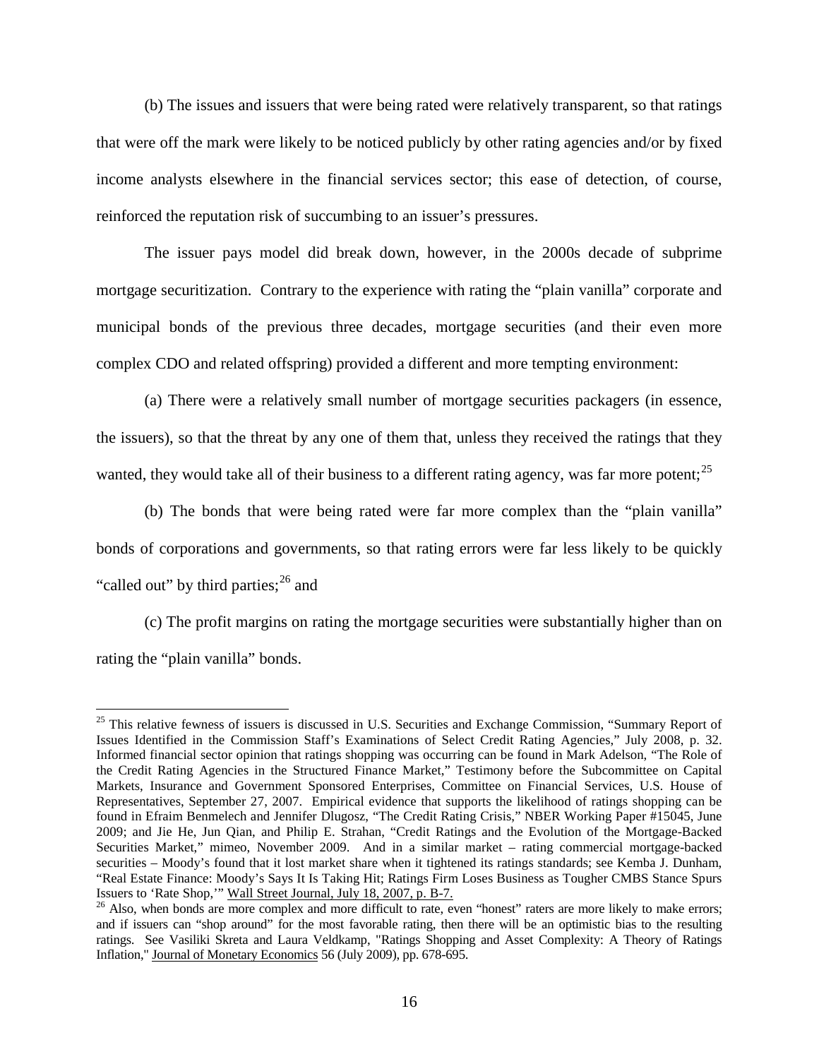(b) The issues and issuers that were being rated were relatively transparent, so that ratings that were off the mark were likely to be noticed publicly by other rating agencies and/or by fixed income analysts elsewhere in the financial services sector; this ease of detection, of course, reinforced the reputation risk of succumbing to an issuer's pressures.

The issuer pays model did break down, however, in the 2000s decade of subprime mortgage securitization. Contrary to the experience with rating the "plain vanilla" corporate and municipal bonds of the previous three decades, mortgage securities (and their even more complex CDO and related offspring) provided a different and more tempting environment:

(a) There were a relatively small number of mortgage securities packagers (in essence, the issuers), so that the threat by any one of them that, unless they received the ratings that they wanted, they would take all of their business to a different rating agency, was far more potent;[25]

(b) The bonds that were being rated were far more complex than the "plain vanilla" bonds of corporations and governments, so that rating errors were far less likely to be quickly "called out" by third parties;[26] and

(c) The profit margins on rating the mortgage securities were substantially higher than on rating the "plain vanilla" bonds.

---

[25] This relative fewness of issuers is discussed in U.S. Securities and Exchange Commission, "Summary Report of Issues Identified in the Commission Staff's Examinations of Select Credit Rating Agencies," July 2008, p. 32. Informed financial sector opinion that ratings shopping was occurring can be found in Mark Adelson, "The Role of the Credit Rating Agencies in the Structured Finance Market," Testimony before the Subcommittee on Capital Markets, Insurance and Government Sponsored Enterprises, Committee on Financial Services, U.S. House of Representatives, September 27, 2007. Empirical evidence that supports the likelihood of ratings shopping can be found in Efraim Benmelech and Jennifer Dlugosz, "The Credit Rating Crisis," NBER Working Paper #15045, June 2009; and Jie He, Jun Qian, and Philip E. Strahan, "Credit Ratings and the Evolution of the Mortgage-Backed Securities Market," mimeo, November 2009. And in a similar market – rating commercial mortgage-backed securities – Moody's found that it lost market share when it tightened its ratings standards; see Kemba J. Dunham, "Real Estate Finance: Moody's Says It Is Taking Hit; Ratings Firm Loses Business as Tougher CMBS Stance Spurs Issuers to 'Rate Shop,'" Wall Street Journal, July 18, 2007, p. B-7.

[26] Also, when bonds are more complex and more difficult to rate, even "honest" raters are more likely to make errors; and if issuers can "shop around" for the most favorable rating, then there will be an optimistic bias to the resulting ratings. See Vasiliki Skreta and Laura Veldkamp, "Ratings Shopping and Asset Complexity: A Theory of Ratings Inflation," Journal of Monetary Economics 56 (July 2009), pp. 678-695.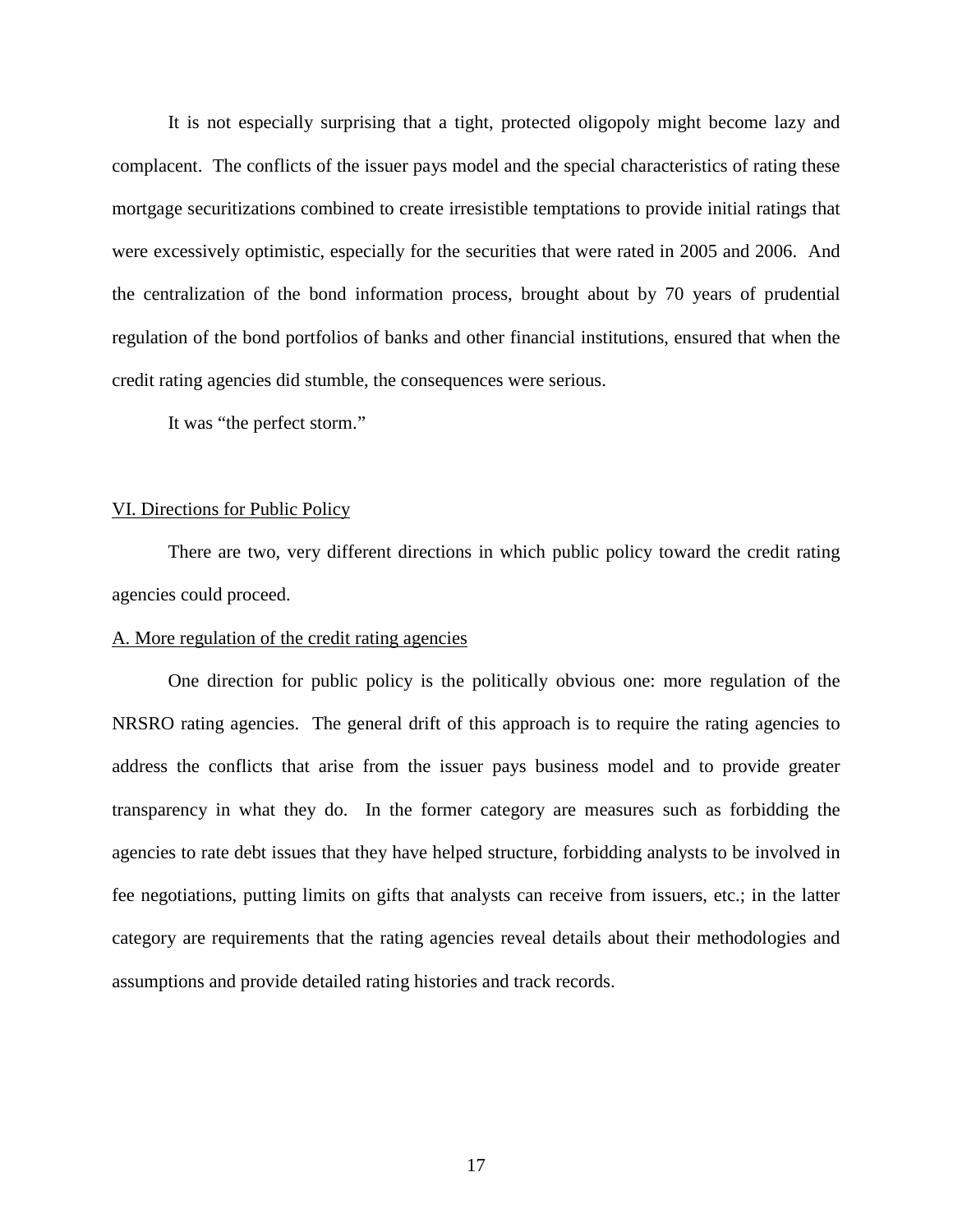It is not especially surprising that a tight, protected oligopoly might become lazy and complacent. The conflicts of the issuer pays model and the special characteristics of rating these mortgage securitizations combined to create irresistible temptations to provide initial ratings that were excessively optimistic, especially for the securities that were rated in 2005 and 2006. And the centralization of the bond information process, brought about by 70 years of prudential regulation of the bond portfolios of banks and other financial institutions, ensured that when the credit rating agencies did stumble, the consequences were serious.

It was "the perfect storm."

## VI. Directions for Public Policy

There are two, very different directions in which public policy toward the credit rating agencies could proceed.

### A. More regulation of the credit rating agencies

One direction for public policy is the politically obvious one: more regulation of the NRSRO rating agencies. The general drift of this approach is to require the rating agencies to address the conflicts that arise from the issuer pays business model and to provide greater transparency in what they do. In the former category are measures such as forbidding the agencies to rate debt issues that they have helped structure, forbidding analysts to be involved in fee negotiations, putting limits on gifts that analysts can receive from issuers, etc.; in the latter category are requirements that the rating agencies reveal details about their methodologies and assumptions and provide detailed rating histories and track records.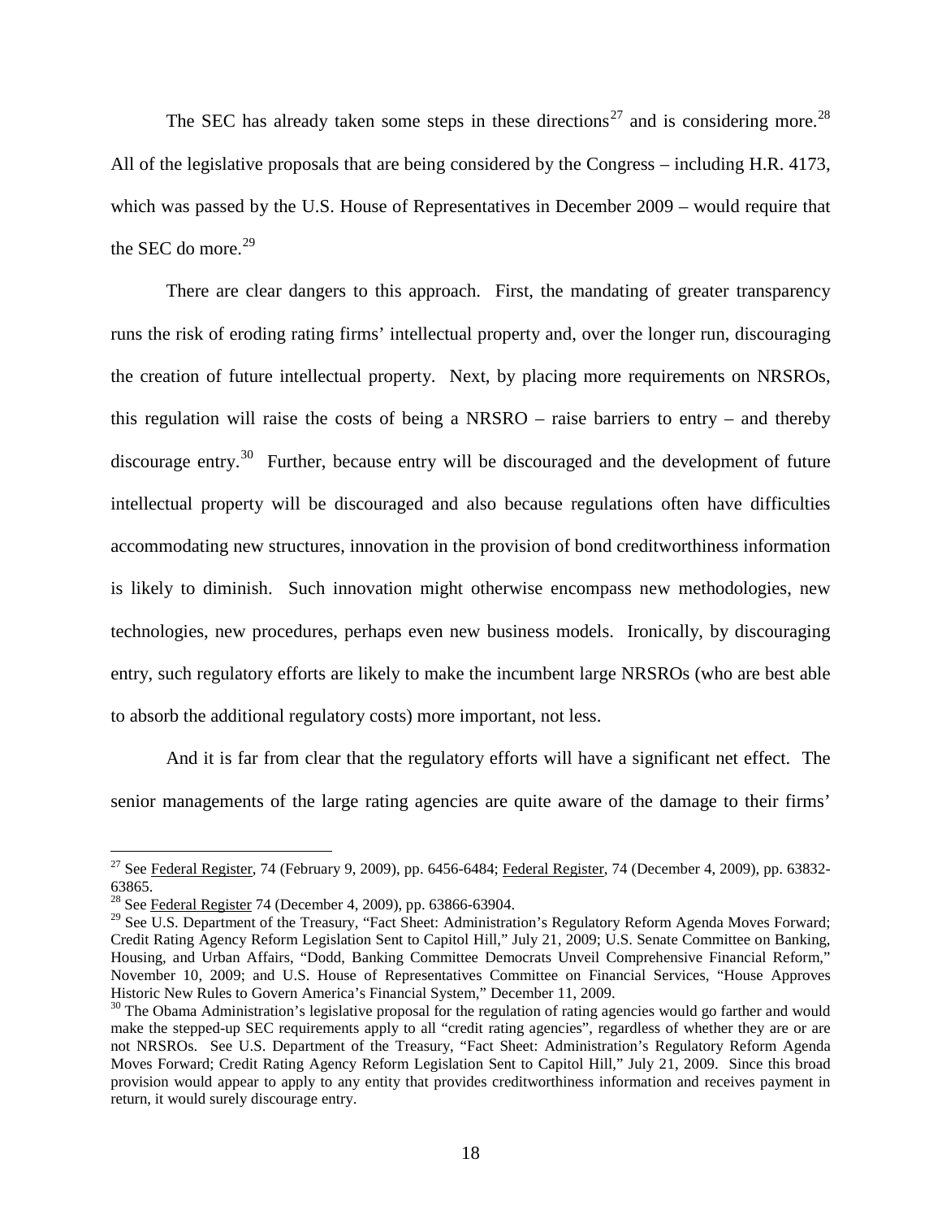The SEC has already taken some steps in these directions[27] and is considering more.[28] All of the legislative proposals that are being considered by the Congress – including H.R. 4173, which was passed by the U.S. House of Representatives in December 2009 – would require that the SEC do more.[29]

There are clear dangers to this approach. First, the mandating of greater transparency runs the risk of eroding rating firms' intellectual property and, over the longer run, discouraging the creation of future intellectual property. Next, by placing more requirements on NRSROs, this regulation will raise the costs of being a NRSRO – raise barriers to entry – and thereby discourage entry.[30] Further, because entry will be discouraged and the development of future intellectual property will be discouraged and also because regulations often have difficulties accommodating new structures, innovation in the provision of bond creditworthiness information is likely to diminish. Such innovation might otherwise encompass new methodologies, new technologies, new procedures, perhaps even new business models. Ironically, by discouraging entry, such regulatory efforts are likely to make the incumbent large NRSROs (who are best able to absorb the additional regulatory costs) more important, not less.

And it is far from clear that the regulatory efforts will have a significant net effect. The senior managements of the large rating agencies are quite aware of the damage to their firms'

---

[27] See Federal Register, 74 (February 9, 2009), pp. 6456-6484; Federal Register, 74 (December 4, 2009), pp. 63832-63865.

[28] See Federal Register 74 (December 4, 2009), pp. 63866-63904.

[29] See U.S. Department of the Treasury, "Fact Sheet: Administration's Regulatory Reform Agenda Moves Forward; Credit Rating Agency Reform Legislation Sent to Capitol Hill," July 21, 2009; U.S. Senate Committee on Banking, Housing, and Urban Affairs, "Dodd, Banking Committee Democrats Unveil Comprehensive Financial Reform," November 10, 2009; and U.S. House of Representatives Committee on Financial Services, "House Approves Historic New Rules to Govern America's Financial System," December 11, 2009.

[30] The Obama Administration's legislative proposal for the regulation of rating agencies would go farther and would make the stepped-up SEC requirements apply to all "credit rating agencies", regardless of whether they are or are not NRSROs. See U.S. Department of the Treasury, "Fact Sheet: Administration's Regulatory Reform Agenda Moves Forward; Credit Rating Agency Reform Legislation Sent to Capitol Hill," July 21, 2009. Since this broad provision would appear to apply to any entity that provides creditworthiness information and receives payment in return, it would surely discourage entry.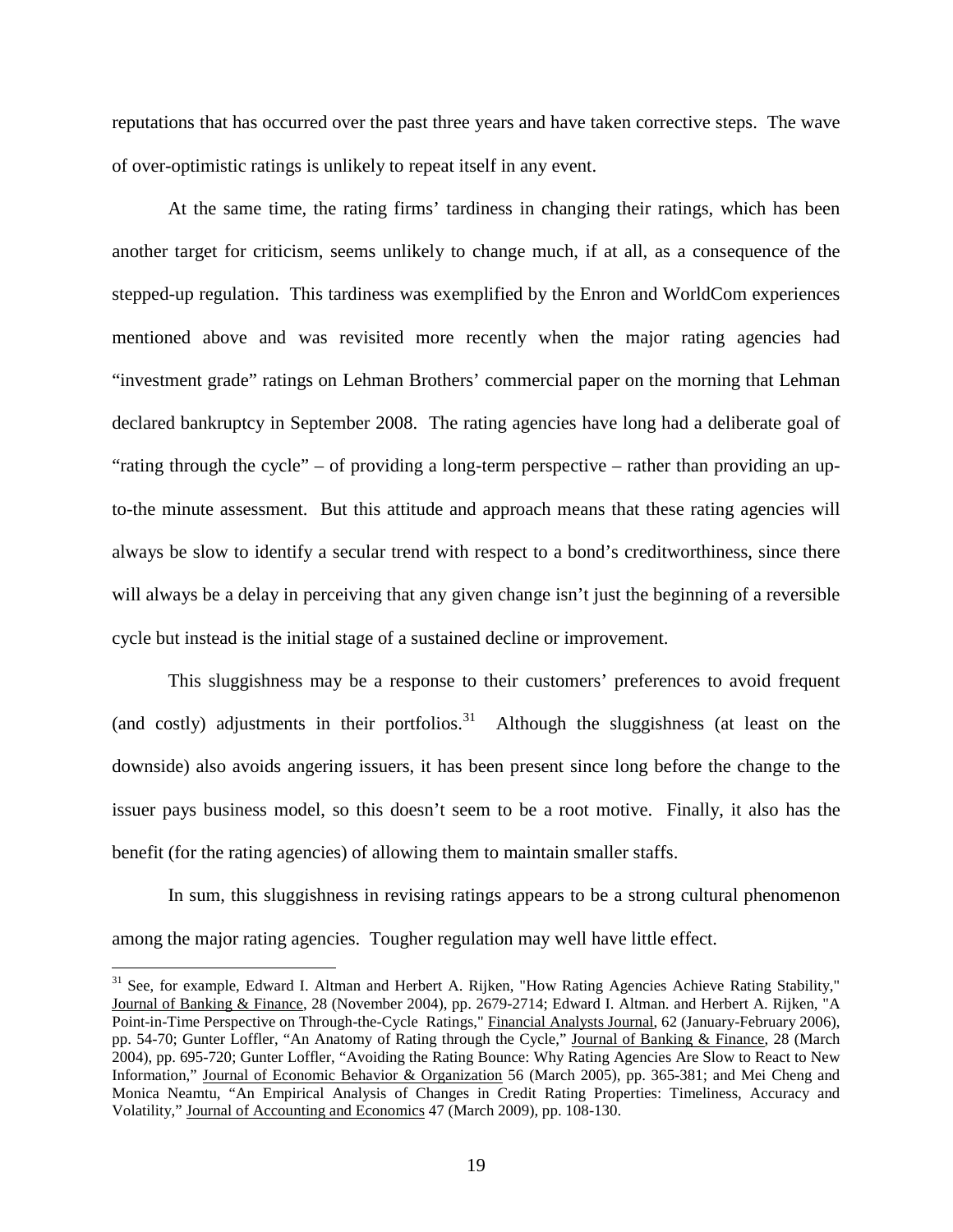reputations that has occurred over the past three years and have taken corrective steps. The wave of over-optimistic ratings is unlikely to repeat itself in any event.

At the same time, the rating firms' tardiness in changing their ratings, which has been another target for criticism, seems unlikely to change much, if at all, as a consequence of the stepped-up regulation. This tardiness was exemplified by the Enron and WorldCom experiences mentioned above and was revisited more recently when the major rating agencies had "investment grade" ratings on Lehman Brothers' commercial paper on the morning that Lehman declared bankruptcy in September 2008. The rating agencies have long had a deliberate goal of "rating through the cycle" – of providing a long-term perspective – rather than providing an up-to-the minute assessment. But this attitude and approach means that these rating agencies will always be slow to identify a secular trend with respect to a bond's creditworthiness, since there will always be a delay in perceiving that any given change isn't just the beginning of a reversible cycle but instead is the initial stage of a sustained decline or improvement.

This sluggishness may be a response to their customers' preferences to avoid frequent (and costly) adjustments in their portfolios.[31] Although the sluggishness (at least on the downside) also avoids angering issuers, it has been present since long before the change to the issuer pays business model, so this doesn't seem to be a root motive. Finally, it also has the benefit (for the rating agencies) of allowing them to maintain smaller staffs.

In sum, this sluggishness in revising ratings appears to be a strong cultural phenomenon among the major rating agencies. Tougher regulation may well have little effect.

---

[31] See, for example, Edward I. Altman and Herbert A. Rijken, "How Rating Agencies Achieve Rating Stability," Journal of Banking & Finance, 28 (November 2004), pp. 2679-2714; Edward I. Altman. and Herbert A. Rijken, "A Point-in-Time Perspective on Through-the-Cycle Ratings," Financial Analysts Journal, 62 (January-February 2006), pp. 54-70; Gunter Loffler, "An Anatomy of Rating through the Cycle," Journal of Banking & Finance, 28 (March 2004), pp. 695-720; Gunter Loffler, "Avoiding the Rating Bounce: Why Rating Agencies Are Slow to React to New Information," Journal of Economic Behavior & Organization 56 (March 2005), pp. 365-381; and Mei Cheng and Monica Neamtu, "An Empirical Analysis of Changes in Credit Rating Properties: Timeliness, Accuracy and Volatility," Journal of Accounting and Economics 47 (March 2009), pp. 108-130.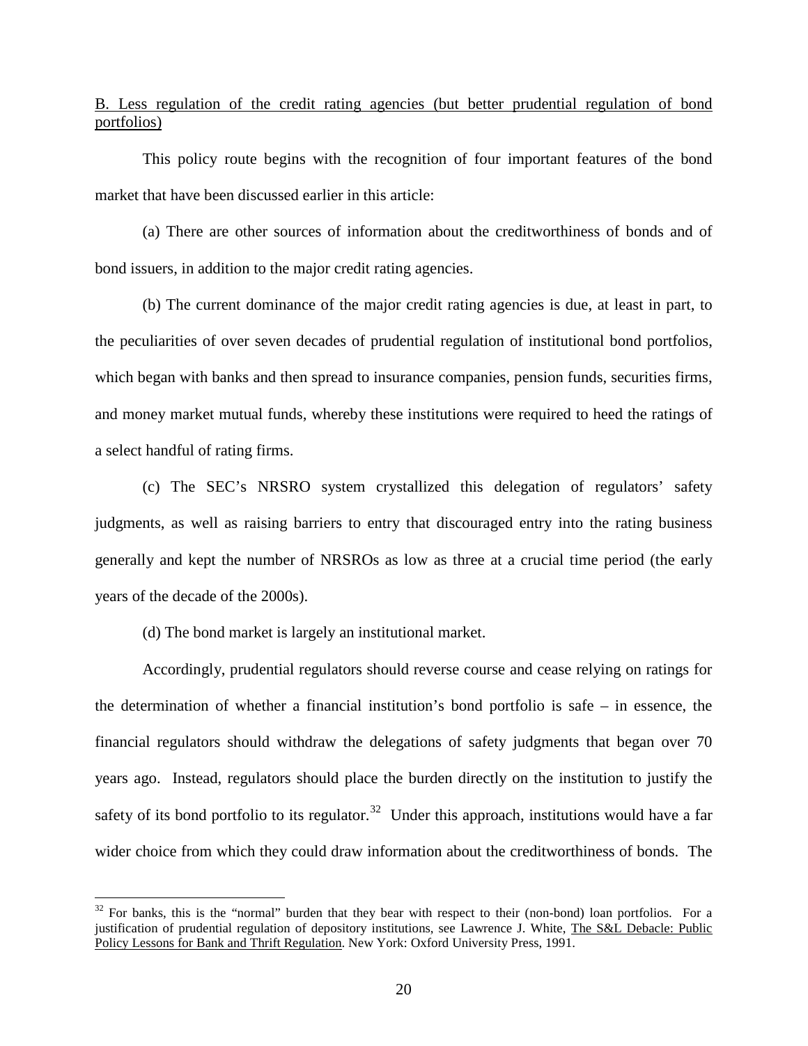<u>B. Less regulation of the credit rating agencies (but better prudential regulation of bond portfolios)</u>

This policy route begins with the recognition of four important features of the bond market that have been discussed earlier in this article:

(a) There are other sources of information about the creditworthiness of bonds and of bond issuers, in addition to the major credit rating agencies.

(b) The current dominance of the major credit rating agencies is due, at least in part, to the peculiarities of over seven decades of prudential regulation of institutional bond portfolios, which began with banks and then spread to insurance companies, pension funds, securities firms, and money market mutual funds, whereby these institutions were required to heed the ratings of a select handful of rating firms.

(c) The SEC's NRSRO system crystallized this delegation of regulators' safety judgments, as well as raising barriers to entry that discouraged entry into the rating business generally and kept the number of NRSROs as low as three at a crucial time period (the early years of the decade of the 2000s).

(d) The bond market is largely an institutional market.

Accordingly, prudential regulators should reverse course and cease relying on ratings for the determination of whether a financial institution's bond portfolio is safe – in essence, the financial regulators should withdraw the delegations of safety judgments that began over 70 years ago. Instead, regulators should place the burden directly on the institution to justify the safety of its bond portfolio to its regulator.[32] Under this approach, institutions would have a far wider choice from which they could draw information about the creditworthiness of bonds. The

[32] For banks, this is the "normal" burden that they bear with respect to their (non-bond) loan portfolios. For a justification of prudential regulation of depository institutions, see Lawrence J. White, <u>The S&L Debacle: Public Policy Lessons for Bank and Thrift Regulation</u>. New York: Oxford University Press, 1991.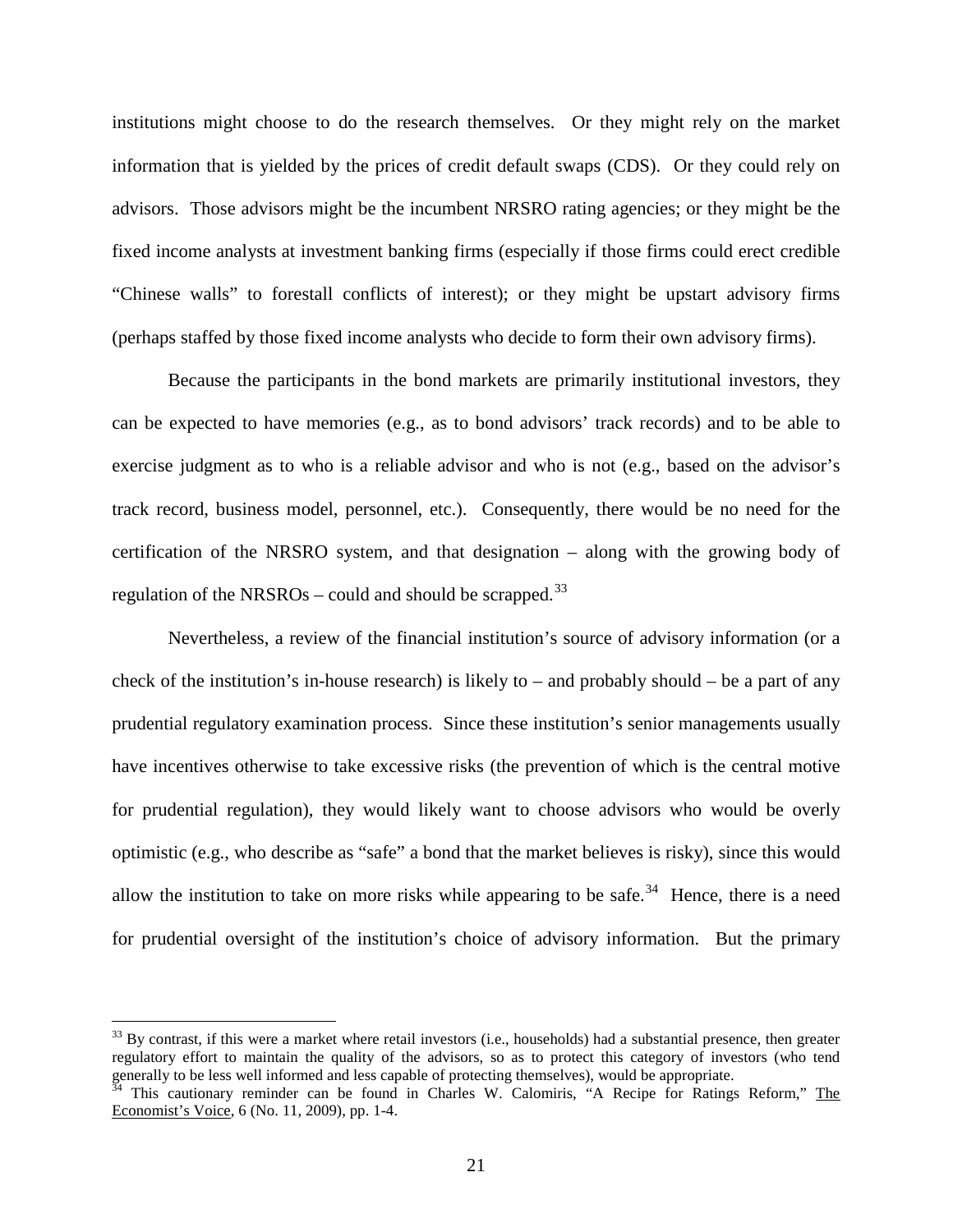institutions might choose to do the research themselves. Or they might rely on the market information that is yielded by the prices of credit default swaps (CDS). Or they could rely on advisors. Those advisors might be the incumbent NRSRO rating agencies; or they might be the fixed income analysts at investment banking firms (especially if those firms could erect credible "Chinese walls" to forestall conflicts of interest); or they might be upstart advisory firms (perhaps staffed by those fixed income analysts who decide to form their own advisory firms).

Because the participants in the bond markets are primarily institutional investors, they can be expected to have memories (e.g., as to bond advisors' track records) and to be able to exercise judgment as to who is a reliable advisor and who is not (e.g., based on the advisor's track record, business model, personnel, etc.). Consequently, there would be no need for the certification of the NRSRO system, and that designation – along with the growing body of regulation of the NRSROs – could and should be scrapped.[33]

Nevertheless, a review of the financial institution's source of advisory information (or a check of the institution's in-house research) is likely to – and probably should – be a part of any prudential regulatory examination process. Since these institution's senior managements usually have incentives otherwise to take excessive risks (the prevention of which is the central motive for prudential regulation), they would likely want to choose advisors who would be overly optimistic (e.g., who describe as "safe" a bond that the market believes is risky), since this would allow the institution to take on more risks while appearing to be safe.[34] Hence, there is a need for prudential oversight of the institution's choice of advisory information. But the primary

---

[33] By contrast, if this were a market where retail investors (i.e., households) had a substantial presence, then greater regulatory effort to maintain the quality of the advisors, so as to protect this category of investors (who tend generally to be less well informed and less capable of protecting themselves), would be appropriate.

[34] This cautionary reminder can be found in Charles W. Calomiris, "A Recipe for Ratings Reform," The Economist's Voice, 6 (No. 11, 2009), pp. 1-4.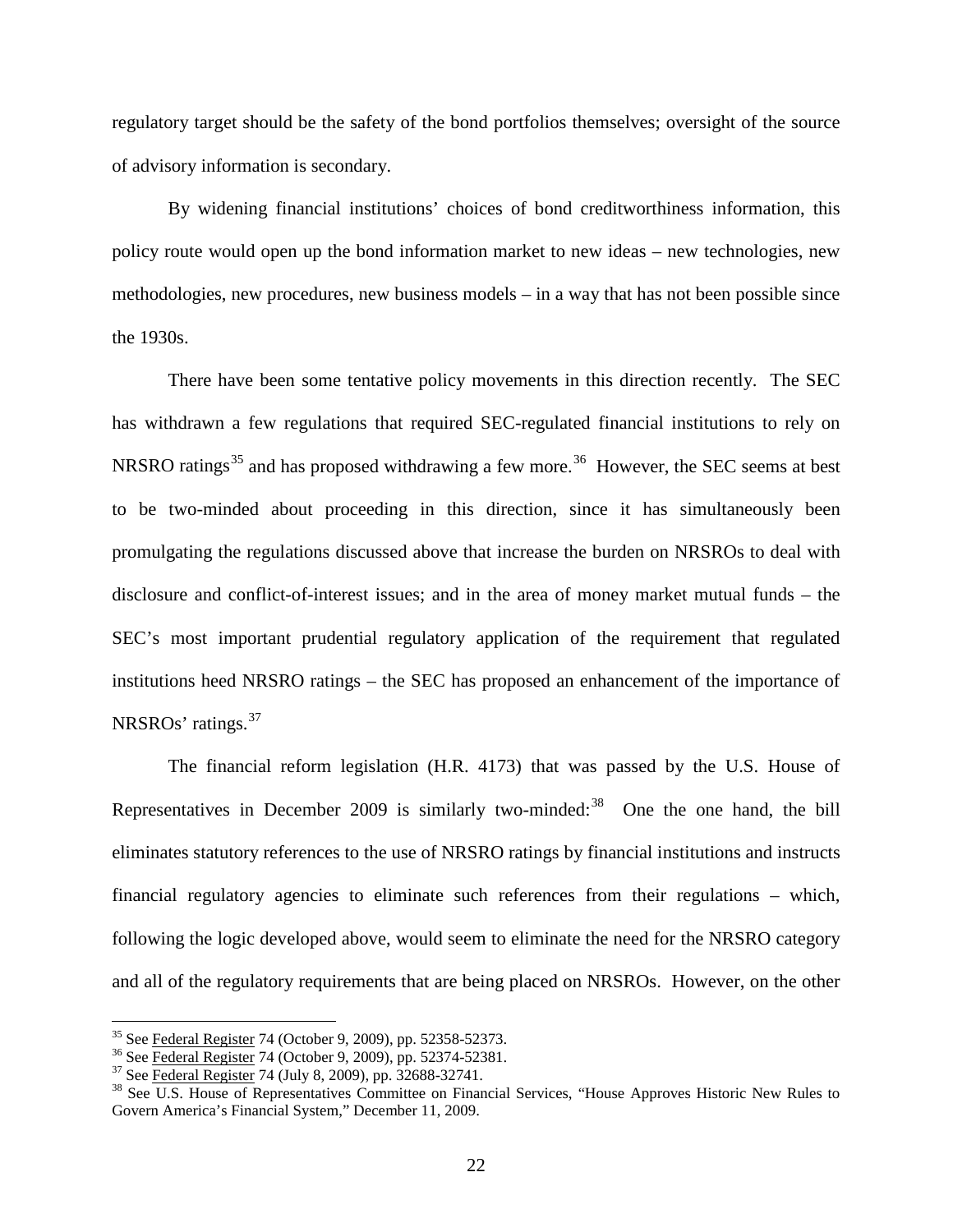regulatory target should be the safety of the bond portfolios themselves; oversight of the source of advisory information is secondary.

By widening financial institutions' choices of bond creditworthiness information, this policy route would open up the bond information market to new ideas – new technologies, new methodologies, new procedures, new business models – in a way that has not been possible since the 1930s.

There have been some tentative policy movements in this direction recently. The SEC has withdrawn a few regulations that required SEC-regulated financial institutions to rely on NRSRO ratings[35] and has proposed withdrawing a few more.[36] However, the SEC seems at best to be two-minded about proceeding in this direction, since it has simultaneously been promulgating the regulations discussed above that increase the burden on NRSROs to deal with disclosure and conflict-of-interest issues; and in the area of money market mutual funds – the SEC's most important prudential regulatory application of the requirement that regulated institutions heed NRSRO ratings – the SEC has proposed an enhancement of the importance of NRSROs' ratings.[37]

The financial reform legislation (H.R. 4173) that was passed by the U.S. House of Representatives in December 2009 is similarly two-minded:[38] One the one hand, the bill eliminates statutory references to the use of NRSRO ratings by financial institutions and instructs financial regulatory agencies to eliminate such references from their regulations – which, following the logic developed above, would seem to eliminate the need for the NRSRO category and all of the regulatory requirements that are being placed on NRSROs. However, on the other

---

[35] See Federal Register 74 (October 9, 2009), pp. 52358-52373.

[36] See Federal Register 74 (October 9, 2009), pp. 52374-52381.

[37] See Federal Register 74 (July 8, 2009), pp. 32688-32741.

[38] See U.S. House of Representatives Committee on Financial Services, "House Approves Historic New Rules to Govern America's Financial System," December 11, 2009.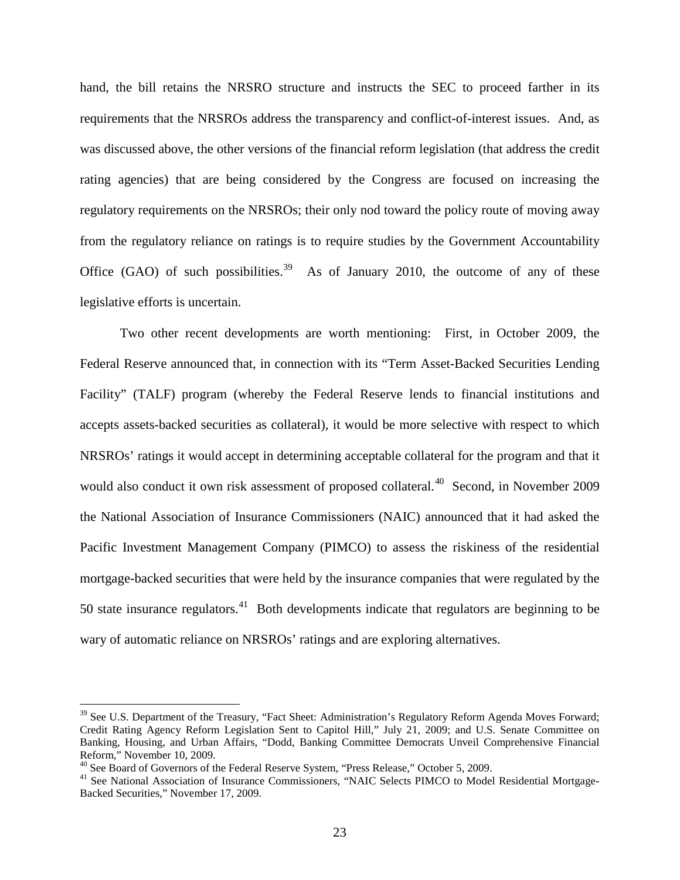hand, the bill retains the NRSRO structure and instructs the SEC to proceed farther in its requirements that the NRSROs address the transparency and conflict-of-interest issues. And, as was discussed above, the other versions of the financial reform legislation (that address the credit rating agencies) that are being considered by the Congress are focused on increasing the regulatory requirements on the NRSROs; their only nod toward the policy route of moving away from the regulatory reliance on ratings is to require studies by the Government Accountability Office (GAO) of such possibilities.[39] As of January 2010, the outcome of any of these legislative efforts is uncertain.

Two other recent developments are worth mentioning: First, in October 2009, the Federal Reserve announced that, in connection with its "Term Asset-Backed Securities Lending Facility" (TALF) program (whereby the Federal Reserve lends to financial institutions and accepts assets-backed securities as collateral), it would be more selective with respect to which NRSROs' ratings it would accept in determining acceptable collateral for the program and that it would also conduct it own risk assessment of proposed collateral.[40] Second, in November 2009 the National Association of Insurance Commissioners (NAIC) announced that it had asked the Pacific Investment Management Company (PIMCO) to assess the riskiness of the residential mortgage-backed securities that were held by the insurance companies that were regulated by the 50 state insurance regulators.[41] Both developments indicate that regulators are beginning to be wary of automatic reliance on NRSROs' ratings and are exploring alternatives.

[39] See U.S. Department of the Treasury, "Fact Sheet: Administration's Regulatory Reform Agenda Moves Forward; Credit Rating Agency Reform Legislation Sent to Capitol Hill," July 21, 2009; and U.S. Senate Committee on Banking, Housing, and Urban Affairs, "Dodd, Banking Committee Democrats Unveil Comprehensive Financial Reform," November 10, 2009.

[40] See Board of Governors of the Federal Reserve System, "Press Release," October 5, 2009.

[41] See National Association of Insurance Commissioners, "NAIC Selects PIMCO to Model Residential Mortgage-Backed Securities," November 17, 2009.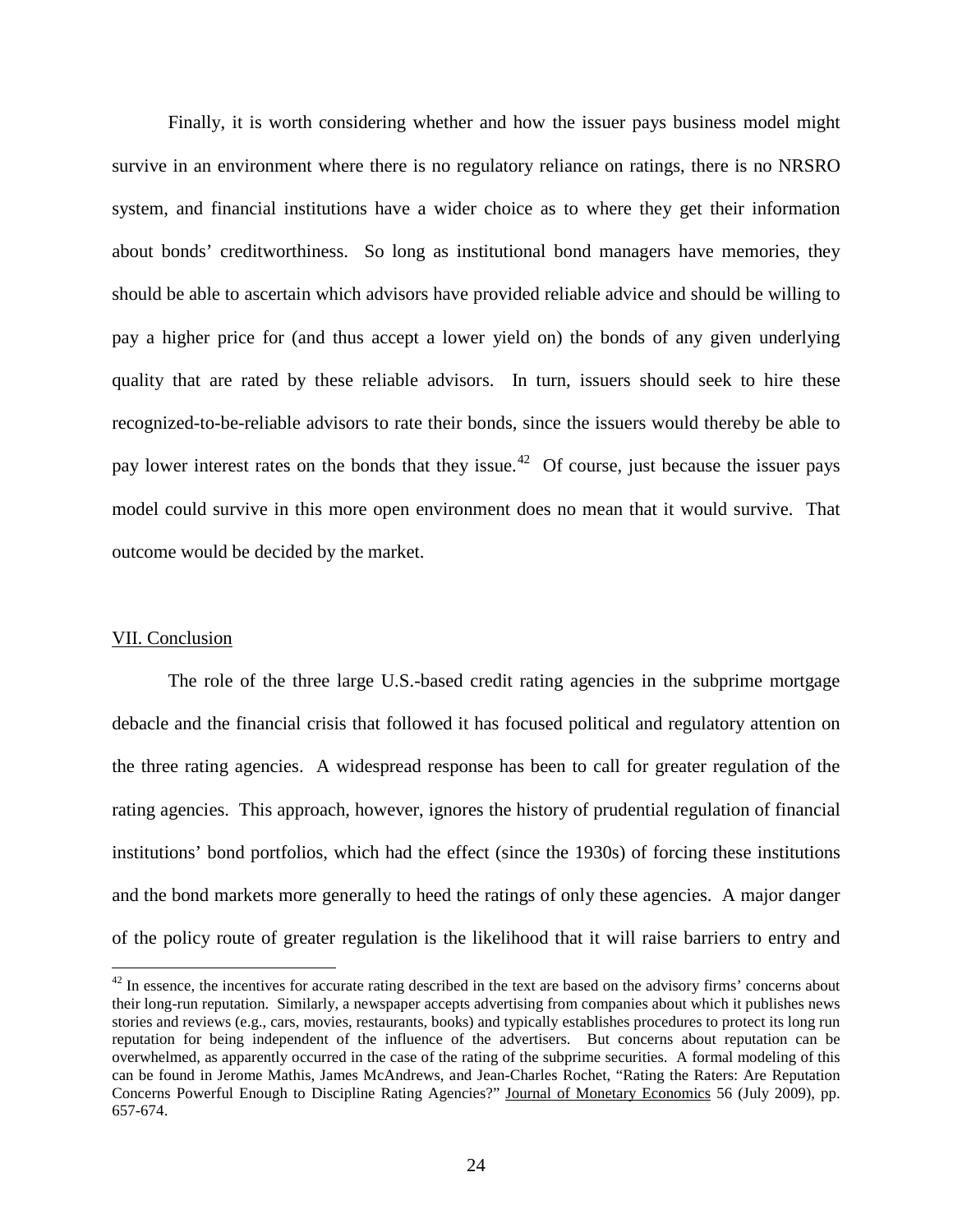Finally, it is worth considering whether and how the issuer pays business model might survive in an environment where there is no regulatory reliance on ratings, there is no NRSRO system, and financial institutions have a wider choice as to where they get their information about bonds' creditworthiness. So long as institutional bond managers have memories, they should be able to ascertain which advisors have provided reliable advice and should be willing to pay a higher price for (and thus accept a lower yield on) the bonds of any given underlying quality that are rated by these reliable advisors. In turn, issuers should seek to hire these recognized-to-be-reliable advisors to rate their bonds, since the issuers would thereby be able to pay lower interest rates on the bonds that they issue.[42] Of course, just because the issuer pays model could survive in this more open environment does no mean that it would survive. That outcome would be decided by the market.

## VII. Conclusion

The role of the three large U.S.-based credit rating agencies in the subprime mortgage debacle and the financial crisis that followed it has focused political and regulatory attention on the three rating agencies. A widespread response has been to call for greater regulation of the rating agencies. This approach, however, ignores the history of prudential regulation of financial institutions' bond portfolios, which had the effect (since the 1930s) of forcing these institutions and the bond markets more generally to heed the ratings of only these agencies. A major danger of the policy route of greater regulation is the likelihood that it will raise barriers to entry and

---

[42] In essence, the incentives for accurate rating described in the text are based on the advisory firms' concerns about their long-run reputation. Similarly, a newspaper accepts advertising from companies about which it publishes news stories and reviews (e.g., cars, movies, restaurants, books) and typically establishes procedures to protect its long run reputation for being independent of the influence of the advertisers. But concerns about reputation can be overwhelmed, as apparently occurred in the case of the rating of the subprime securities. A formal modeling of this can be found in Jerome Mathis, James McAndrews, and Jean-Charles Rochet, "Rating the Raters: Are Reputation Concerns Powerful Enough to Discipline Rating Agencies?" Journal of Monetary Economics 56 (July 2009), pp. 657-674.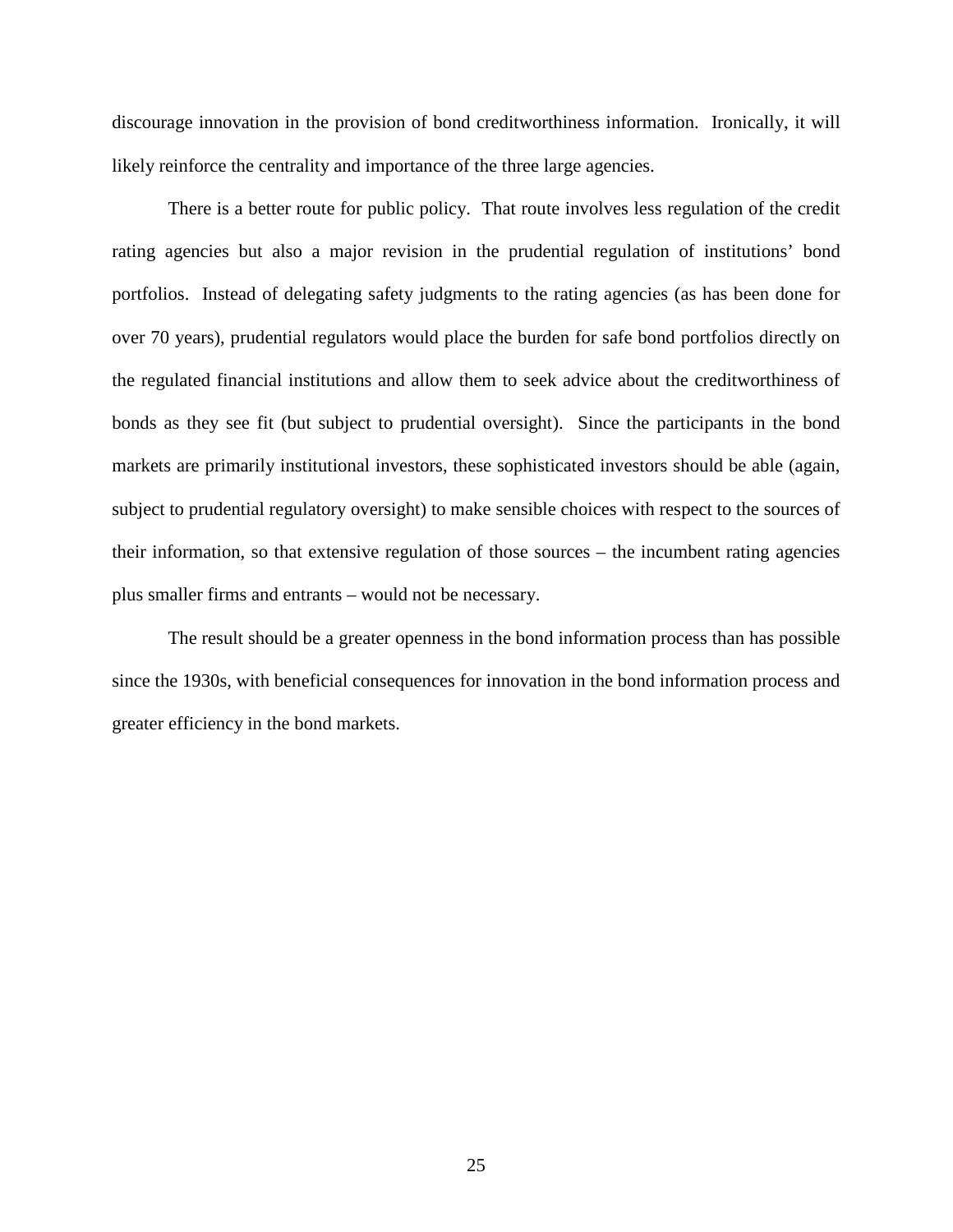discourage innovation in the provision of bond creditworthiness information. Ironically, it will likely reinforce the centrality and importance of the three large agencies.

There is a better route for public policy. That route involves less regulation of the credit rating agencies but also a major revision in the prudential regulation of institutions' bond portfolios. Instead of delegating safety judgments to the rating agencies (as has been done for over 70 years), prudential regulators would place the burden for safe bond portfolios directly on the regulated financial institutions and allow them to seek advice about the creditworthiness of bonds as they see fit (but subject to prudential oversight). Since the participants in the bond markets are primarily institutional investors, these sophisticated investors should be able (again, subject to prudential regulatory oversight) to make sensible choices with respect to the sources of their information, so that extensive regulation of those sources – the incumbent rating agencies plus smaller firms and entrants – would not be necessary.

The result should be a greater openness in the bond information process than has possible since the 1930s, with beneficial consequences for innovation in the bond information process and greater efficiency in the bond markets.